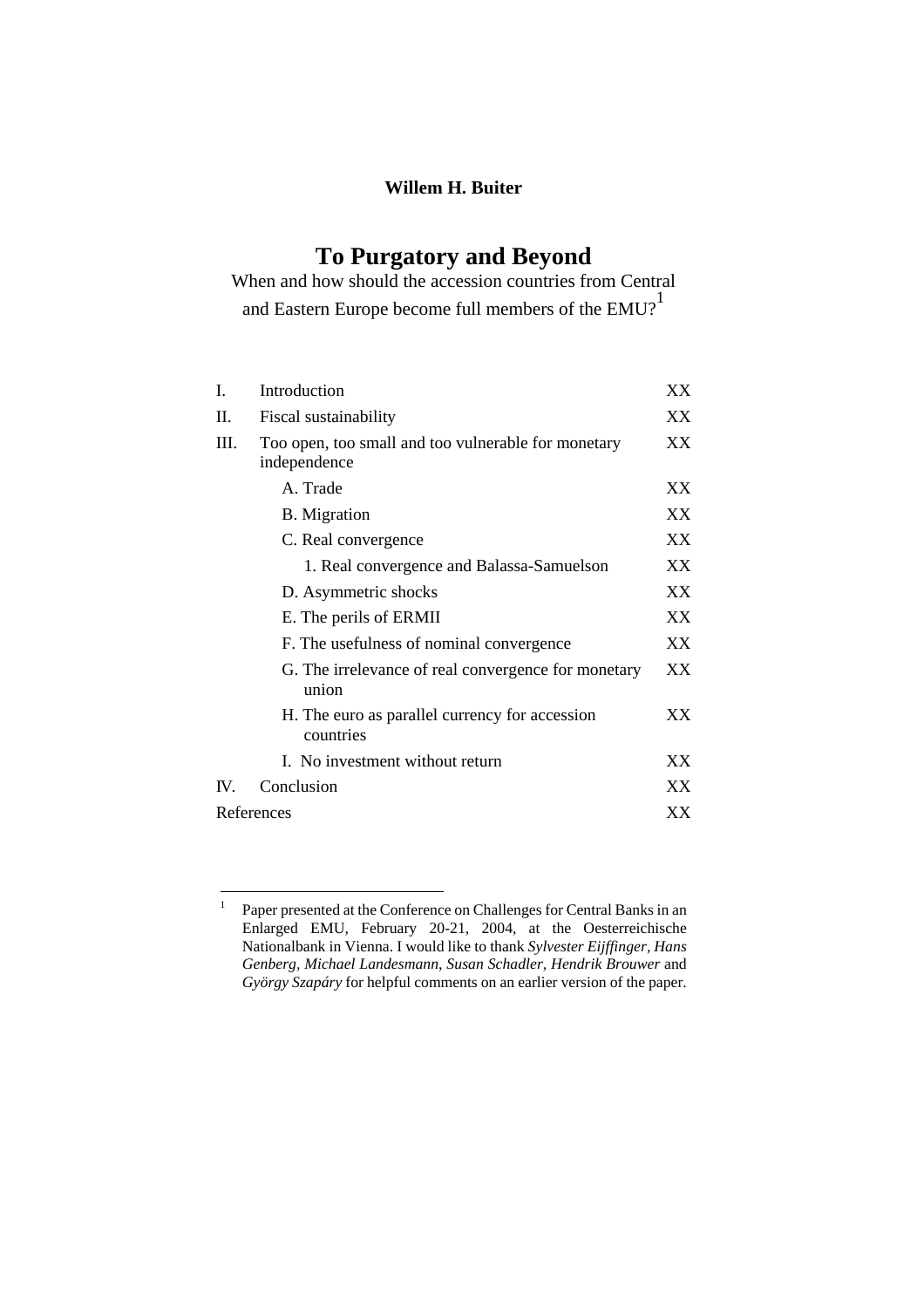**Willem H. Buiter**

# To Purgatory and Beyond

When and how should the accession countries from Central and Eastern Europe become full members of the EMU?[1]

| | | |
|---|---|---|
| I. | Introduction | XX |
| II. | Fiscal sustainability | XX |
| III. | Too open, too small and too vulnerable for monetary independence | XX |
| | A. Trade | XX |
| | B. Migration | XX |
| | C. Real convergence | XX |
| | 1. Real convergence and Balassa-Samuelson | XX |
| | D. Asymmetric shocks | XX |
| | E. The perils of ERMII | XX |
| | F. The usefulness of nominal convergence | XX |
| | G. The irrelevance of real convergence for monetary union | XX |
| | H. The euro as parallel currency for accession countries | XX |
| | I. No investment without return | XX |
| IV. | Conclusion | XX |
| References | | XX |

[1] Paper presented at the Conference on Challenges for Central Banks in an Enlarged EMU, February 20-21, 2004, at the Oesterreichische Nationalbank in Vienna. I would like to thank *Sylvester Eijffinger, Hans Genberg, Michael Landesmann, Susan Schadler, Hendrik Brouwer* and *György Szapáry* for helpful comments on an earlier version of the paper.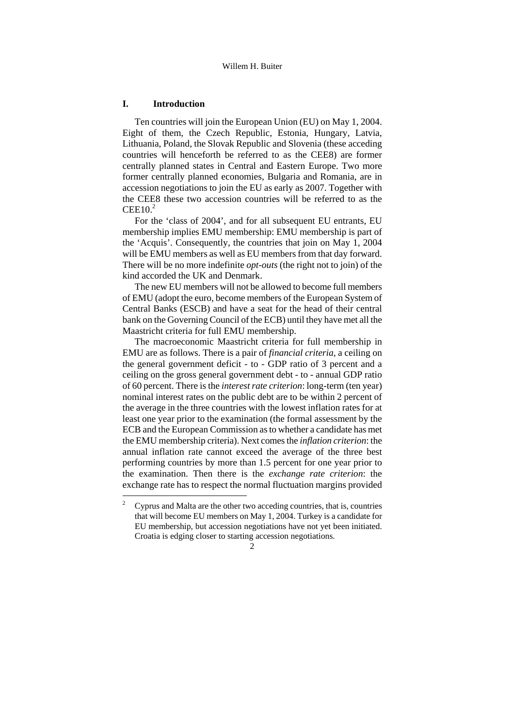## I. Introduction

Ten countries will join the European Union (EU) on May 1, 2004. Eight of them, the Czech Republic, Estonia, Hungary, Latvia, Lithuania, Poland, the Slovak Republic and Slovenia (these acceding countries will henceforth be referred to as the CEE8) are former centrally planned states in Central and Eastern Europe. Two more former centrally planned economies, Bulgaria and Romania, are in accession negotiations to join the EU as early as 2007. Together with the CEE8 these two accession countries will be referred to as the CEE10.[2]

For the 'class of 2004', and for all subsequent EU entrants, EU membership implies EMU membership: EMU membership is part of the 'Acquis'. Consequently, the countries that join on May 1, 2004 will be EMU members as well as EU members from that day forward. There will be no more indefinite *opt-outs* (the right not to join) of the kind accorded the UK and Denmark.

The new EU members will not be allowed to become full members of EMU (adopt the euro, become members of the European System of Central Banks (ESCB) and have a seat for the head of their central bank on the Governing Council of the ECB) until they have met all the Maastricht criteria for full EMU membership.

The macroeconomic Maastricht criteria for full membership in EMU are as follows. There is a pair of *financial criteria*, a ceiling on the general government deficit - to - GDP ratio of 3 percent and a ceiling on the gross general government debt - to - annual GDP ratio of 60 percent. There is the *interest rate criterion*: long-term (ten year) nominal interest rates on the public debt are to be within 2 percent of the average in the three countries with the lowest inflation rates for at least one year prior to the examination (the formal assessment by the ECB and the European Commission as to whether a candidate has met the EMU membership criteria). Next comes the *inflation criterion*: the annual inflation rate cannot exceed the average of the three best performing countries by more than 1.5 percent for one year prior to the examination. Then there is the *exchange rate criterion*: the exchange rate has to respect the normal fluctuation margins provided

---

[2] Cyprus and Malta are the other two acceding countries, that is, countries that will become EU members on May 1, 2004. Turkey is a candidate for EU membership, but accession negotiations have not yet been initiated. Croatia is edging closer to starting accession negotiations.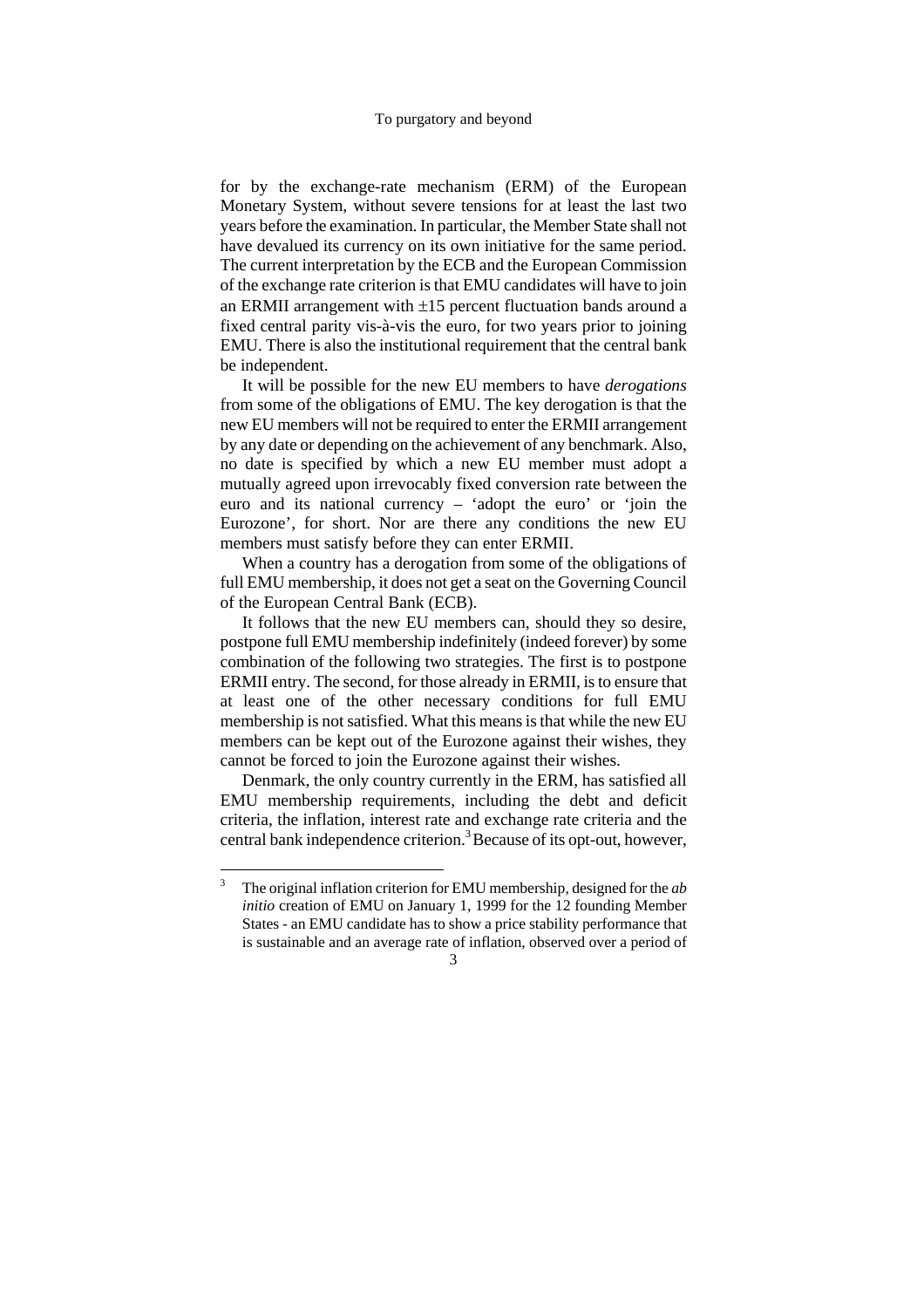for by the exchange-rate mechanism (ERM) of the European Monetary System, without severe tensions for at least the last two years before the examination. In particular, the Member State shall not have devalued its currency on its own initiative for the same period. The current interpretation by the ECB and the European Commission of the exchange rate criterion is that EMU candidates will have to join an ERMII arrangement with $\pm 15$ percent fluctuation bands around a fixed central parity vis-à-vis the euro, for two years prior to joining EMU. There is also the institutional requirement that the central bank be independent.

It will be possible for the new EU members to have *derogations* from some of the obligations of EMU. The key derogation is that the new EU members will not be required to enter the ERMII arrangement by any date or depending on the achievement of any benchmark. Also, no date is specified by which a new EU member must adopt a mutually agreed upon irrevocably fixed conversion rate between the euro and its national currency – 'adopt the euro' or 'join the Eurozone', for short. Nor are there any conditions the new EU members must satisfy before they can enter ERMII.

When a country has a derogation from some of the obligations of full EMU membership, it does not get a seat on the Governing Council of the European Central Bank (ECB).

It follows that the new EU members can, should they so desire, postpone full EMU membership indefinitely (indeed forever) by some combination of the following two strategies. The first is to postpone ERMII entry. The second, for those already in ERMII, is to ensure that at least one of the other necessary conditions for full EMU membership is not satisfied. What this means is that while the new EU members can be kept out of the Eurozone against their wishes, they cannot be forced to join the Eurozone against their wishes.

Denmark, the only country currently in the ERM, has satisfied all EMU membership requirements, including the debt and deficit criteria, the inflation, interest rate and exchange rate criteria and the central bank independence criterion.[3] Because of its opt-out, however,

---

[3] The original inflation criterion for EMU membership, designed for the *ab initio* creation of EMU on January 1, 1999 for the 12 founding Member States - an EMU candidate has to show a price stability performance that is sustainable and an average rate of inflation, observed over a period of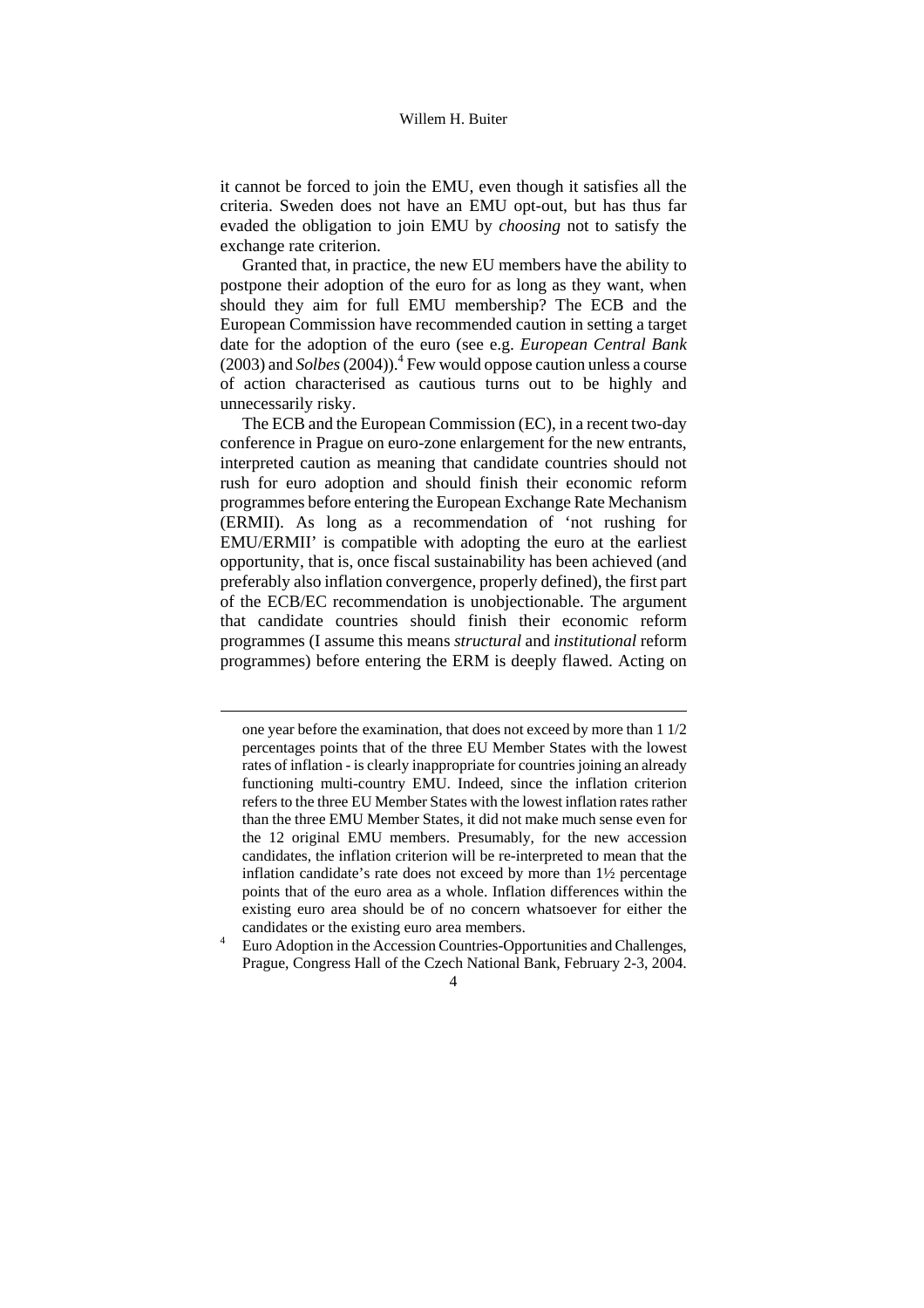it cannot be forced to join the EMU, even though it satisfies all the criteria. Sweden does not have an EMU opt-out, but has thus far evaded the obligation to join EMU by *choosing* not to satisfy the exchange rate criterion.

Granted that, in practice, the new EU members have the ability to postpone their adoption of the euro for as long as they want, when should they aim for full EMU membership? The ECB and the European Commission have recommended caution in setting a target date for the adoption of the euro (see e.g. *European Central Bank* (2003) and *Solbes* (2004)).[4] Few would oppose caution unless a course of action characterised as cautious turns out to be highly and unnecessarily risky.

The ECB and the European Commission (EC), in a recent two-day conference in Prague on euro-zone enlargement for the new entrants, interpreted caution as meaning that candidate countries should not rush for euro adoption and should finish their economic reform programmes before entering the European Exchange Rate Mechanism (ERMII). As long as a recommendation of 'not rushing for EMU/ERMII' is compatible with adopting the euro at the earliest opportunity, that is, once fiscal sustainability has been achieved (and preferably also inflation convergence, properly defined), the first part of the ECB/EC recommendation is unobjectionable. The argument that candidate countries should finish their economic reform programmes (I assume this means *structural* and *institutional* reform programmes) before entering the ERM is deeply flawed. Acting on

---

one year before the examination, that does not exceed by more than 1 1/2 percentages points that of the three EU Member States with the lowest rates of inflation - is clearly inappropriate for countries joining an already functioning multi-country EMU. Indeed, since the inflation criterion refers to the three EU Member States with the lowest inflation rates rather than the three EMU Member States, it did not make much sense even for the 12 original EMU members. Presumably, for the new accession candidates, the inflation criterion will be re-interpreted to mean that the inflation candidate's rate does not exceed by more than 1½ percentage points that of the euro area as a whole. Inflation differences within the existing euro area should be of no concern whatsoever for either the candidates or the existing euro area members.

[4] Euro Adoption in the Accession Countries-Opportunities and Challenges, Prague, Congress Hall of the Czech National Bank, February 2-3, 2004.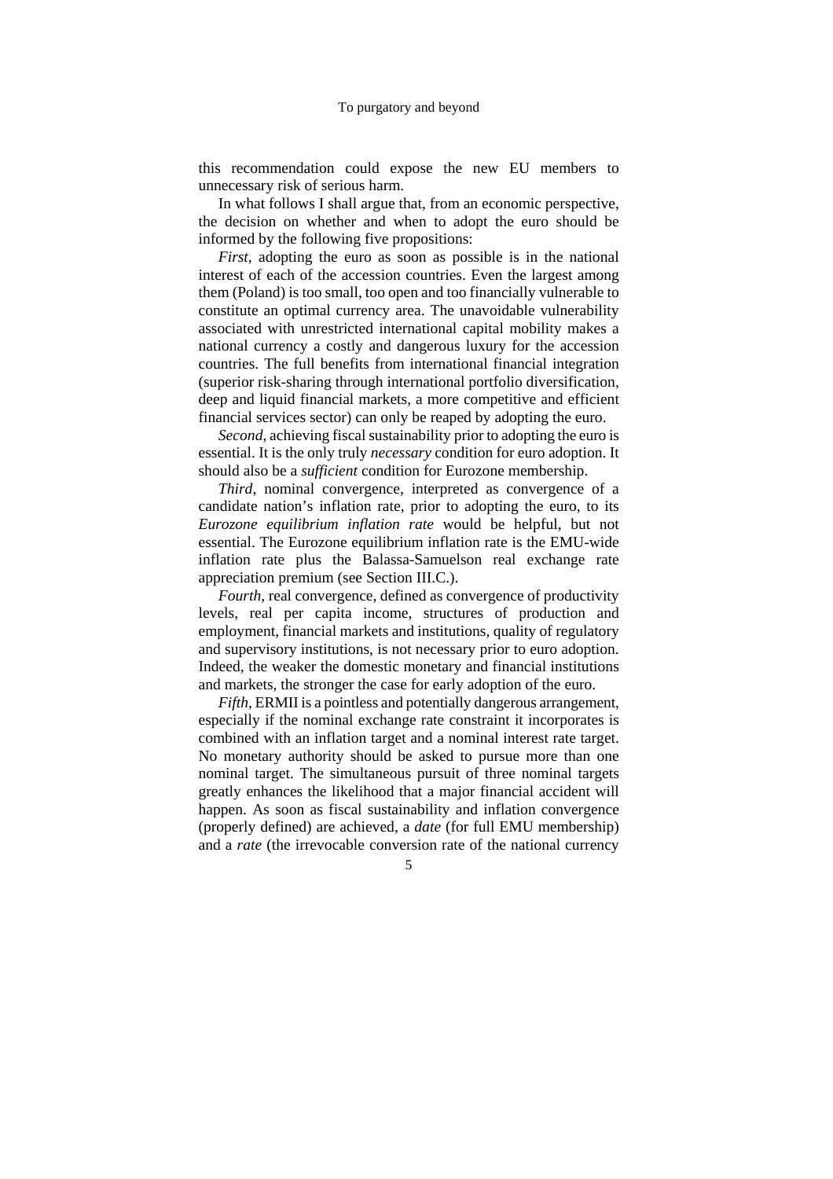this recommendation could expose the new EU members to unnecessary risk of serious harm.

In what follows I shall argue that, from an economic perspective, the decision on whether and when to adopt the euro should be informed by the following five propositions:

*First*, adopting the euro as soon as possible is in the national interest of each of the accession countries. Even the largest among them (Poland) is too small, too open and too financially vulnerable to constitute an optimal currency area. The unavoidable vulnerability associated with unrestricted international capital mobility makes a national currency a costly and dangerous luxury for the accession countries. The full benefits from international financial integration (superior risk-sharing through international portfolio diversification, deep and liquid financial markets, a more competitive and efficient financial services sector) can only be reaped by adopting the euro.

*Second*, achieving fiscal sustainability prior to adopting the euro is essential. It is the only truly *necessary* condition for euro adoption. It should also be a *sufficient* condition for Eurozone membership.

*Third*, nominal convergence, interpreted as convergence of a candidate nation's inflation rate, prior to adopting the euro, to its *Eurozone equilibrium inflation rate* would be helpful, but not essential. The Eurozone equilibrium inflation rate is the EMU-wide inflation rate plus the Balassa-Samuelson real exchange rate appreciation premium (see Section III.C.).

*Fourth*, real convergence, defined as convergence of productivity levels, real per capita income, structures of production and employment, financial markets and institutions, quality of regulatory and supervisory institutions, is not necessary prior to euro adoption. Indeed, the weaker the domestic monetary and financial institutions and markets, the stronger the case for early adoption of the euro.

*Fifth*, ERMII is a pointless and potentially dangerous arrangement, especially if the nominal exchange rate constraint it incorporates is combined with an inflation target and a nominal interest rate target. No monetary authority should be asked to pursue more than one nominal target. The simultaneous pursuit of three nominal targets greatly enhances the likelihood that a major financial accident will happen. As soon as fiscal sustainability and inflation convergence (properly defined) are achieved, a *date* (for full EMU membership) and a *rate* (the irrevocable conversion rate of the national currency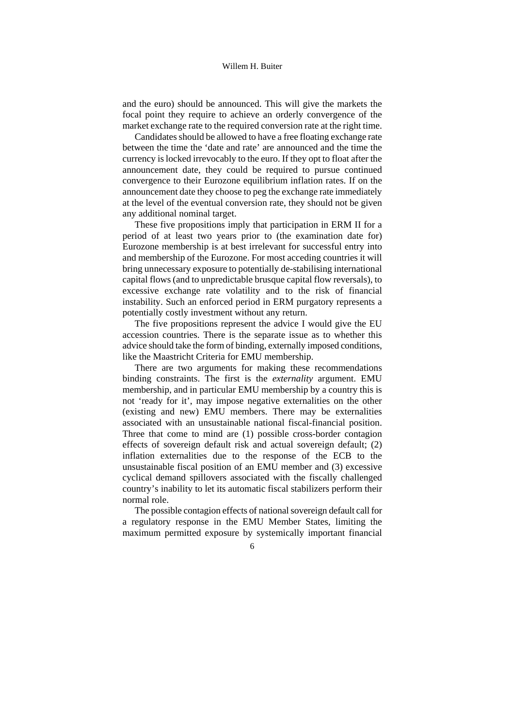and the euro) should be announced. This will give the markets the focal point they require to achieve an orderly convergence of the market exchange rate to the required conversion rate at the right time.

Candidates should be allowed to have a free floating exchange rate between the time the 'date and rate' are announced and the time the currency is locked irrevocably to the euro. If they opt to float after the announcement date, they could be required to pursue continued convergence to their Eurozone equilibrium inflation rates. If on the announcement date they choose to peg the exchange rate immediately at the level of the eventual conversion rate, they should not be given any additional nominal target.

These five propositions imply that participation in ERM II for a period of at least two years prior to (the examination date for) Eurozone membership is at best irrelevant for successful entry into and membership of the Eurozone. For most acceding countries it will bring unnecessary exposure to potentially de-stabilising international capital flows (and to unpredictable brusque capital flow reversals), to excessive exchange rate volatility and to the risk of financial instability. Such an enforced period in ERM purgatory represents a potentially costly investment without any return.

The five propositions represent the advice I would give the EU accession countries. There is the separate issue as to whether this advice should take the form of binding, externally imposed conditions, like the Maastricht Criteria for EMU membership.

There are two arguments for making these recommendations binding constraints. The first is the *externality* argument. EMU membership, and in particular EMU membership by a country this is not 'ready for it', may impose negative externalities on the other (existing and new) EMU members. There may be externalities associated with an unsustainable national fiscal-financial position. Three that come to mind are (1) possible cross-border contagion effects of sovereign default risk and actual sovereign default; (2) inflation externalities due to the response of the ECB to the unsustainable fiscal position of an EMU member and (3) excessive cyclical demand spillovers associated with the fiscally challenged country's inability to let its automatic fiscal stabilizers perform their normal role.

The possible contagion effects of national sovereign default call for a regulatory response in the EMU Member States, limiting the maximum permitted exposure by systemically important financial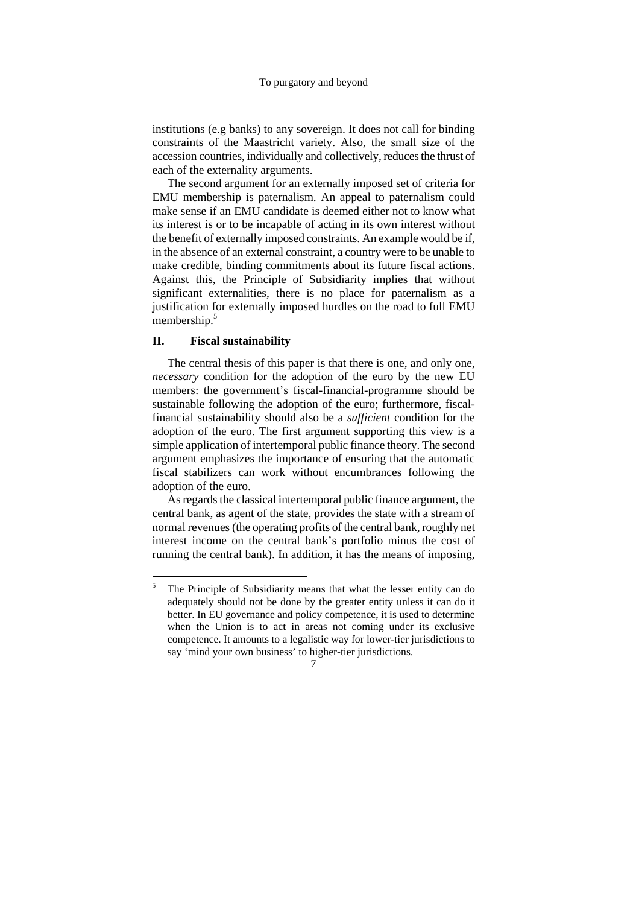institutions (e.g banks) to any sovereign. It does not call for binding constraints of the Maastricht variety. Also, the small size of the accession countries, individually and collectively, reduces the thrust of each of the externality arguments.

The second argument for an externally imposed set of criteria for EMU membership is paternalism. An appeal to paternalism could make sense if an EMU candidate is deemed either not to know what its interest is or to be incapable of acting in its own interest without the benefit of externally imposed constraints. An example would be if, in the absence of an external constraint, a country were to be unable to make credible, binding commitments about its future fiscal actions. Against this, the Principle of Subsidiarity implies that without significant externalities, there is no place for paternalism as a justification for externally imposed hurdles on the road to full EMU membership.[5]

## II. Fiscal sustainability

The central thesis of this paper is that there is one, and only one, *necessary* condition for the adoption of the euro by the new EU members: the government's fiscal-financial-programme should be sustainable following the adoption of the euro; furthermore, fiscal-financial sustainability should also be a *sufficient* condition for the adoption of the euro. The first argument supporting this view is a simple application of intertemporal public finance theory. The second argument emphasizes the importance of ensuring that the automatic fiscal stabilizers can work without encumbrances following the adoption of the euro.

As regards the classical intertemporal public finance argument, the central bank, as agent of the state, provides the state with a stream of normal revenues (the operating profits of the central bank, roughly net interest income on the central bank's portfolio minus the cost of running the central bank). In addition, it has the means of imposing,

---

[5] The Principle of Subsidiarity means that what the lesser entity can do adequately should not be done by the greater entity unless it can do it better. In EU governance and policy competence, it is used to determine when the Union is to act in areas not coming under its exclusive competence. It amounts to a legalistic way for lower-tier jurisdictions to say 'mind your own business' to higher-tier jurisdictions.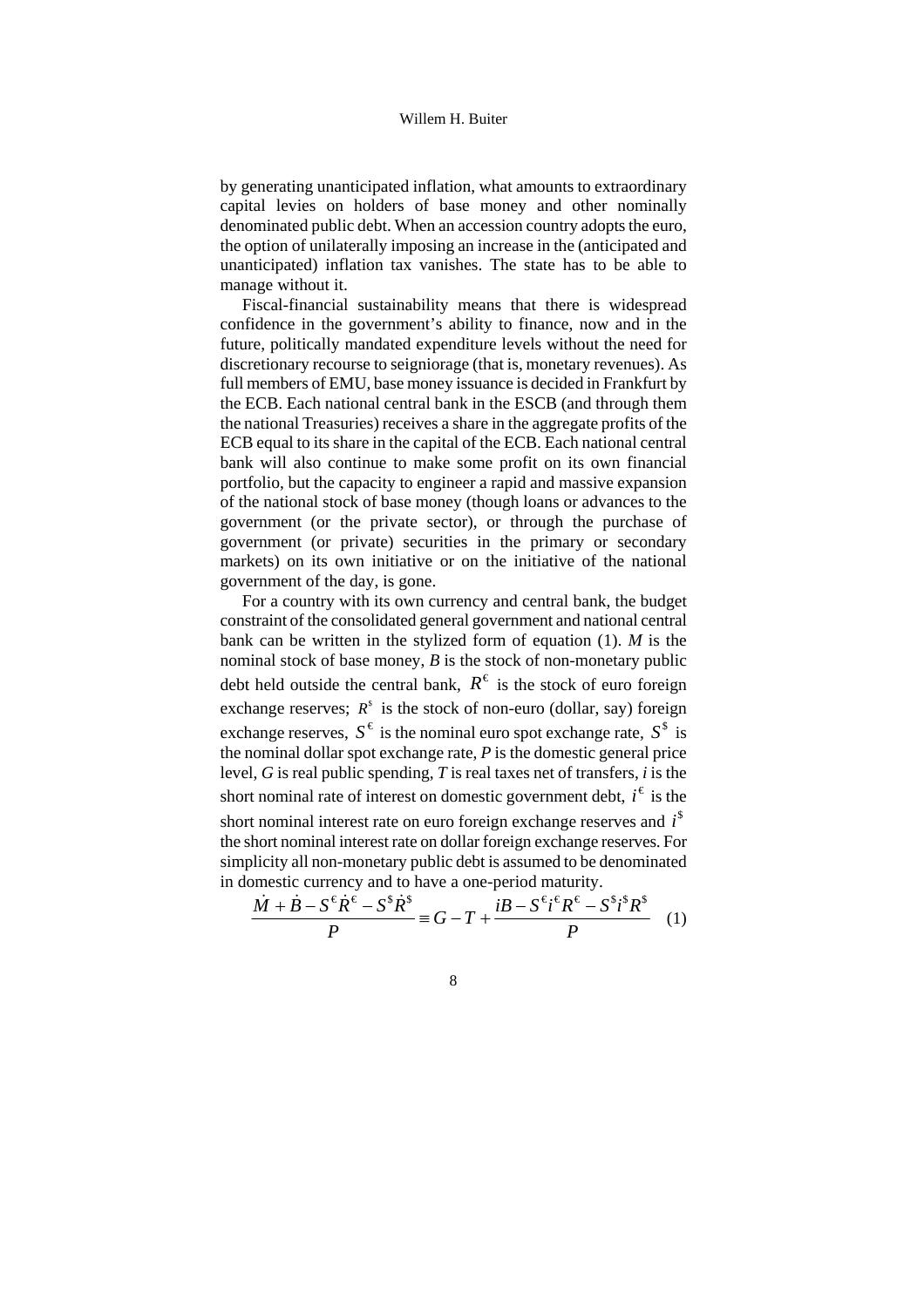by generating unanticipated inflation, what amounts to extraordinary capital levies on holders of base money and other nominally denominated public debt. When an accession country adopts the euro, the option of unilaterally imposing an increase in the (anticipated and unanticipated) inflation tax vanishes. The state has to be able to manage without it.

Fiscal-financial sustainability means that there is widespread confidence in the government's ability to finance, now and in the future, politically mandated expenditure levels without the need for discretionary recourse to seigniorage (that is, monetary revenues). As full members of EMU, base money issuance is decided in Frankfurt by the ECB. Each national central bank in the ESCB (and through them the national Treasuries) receives a share in the aggregate profits of the ECB equal to its share in the capital of the ECB. Each national central bank will also continue to make some profit on its own financial portfolio, but the capacity to engineer a rapid and massive expansion of the national stock of base money (though loans or advances to the government (or the private sector), or through the purchase of government (or private) securities in the primary or secondary markets) on its own initiative or on the initiative of the national government of the day, is gone.

For a country with its own currency and central bank, the budget constraint of the consolidated general government and national central bank can be written in the stylized form of equation (1). $M$ is the nominal stock of base money, $B$ is the stock of non-monetary public debt held outside the central bank, $R^{€}$ is the stock of euro foreign exchange reserves; $R^{\$}$ is the stock of non-euro (dollar, say) foreign exchange reserves, $S^{€}$ is the nominal euro spot exchange rate, $S^{\$}$ is the nominal dollar spot exchange rate, $P$ is the domestic general price level, $G$ is real public spending, $T$ is real taxes net of transfers, $i$ is the short nominal rate of interest on domestic government debt, $i^{€}$ is the short nominal interest rate on euro foreign exchange reserves and $i^{\$}$ the short nominal interest rate on dollar foreign exchange reserves. For simplicity all non-monetary public debt is assumed to be denominated in domestic currency and to have a one-period maturity.

$$\frac{\dot{M} + \dot{B} - S^{€}\dot{R}^{€} - S^{\$}\dot{R}^{\$}}{P} \equiv G - T + \frac{iB - S^{€}i^{€}R^{€} - S^{\$}i^{\$}R^{\$}}{P} \quad (1)$$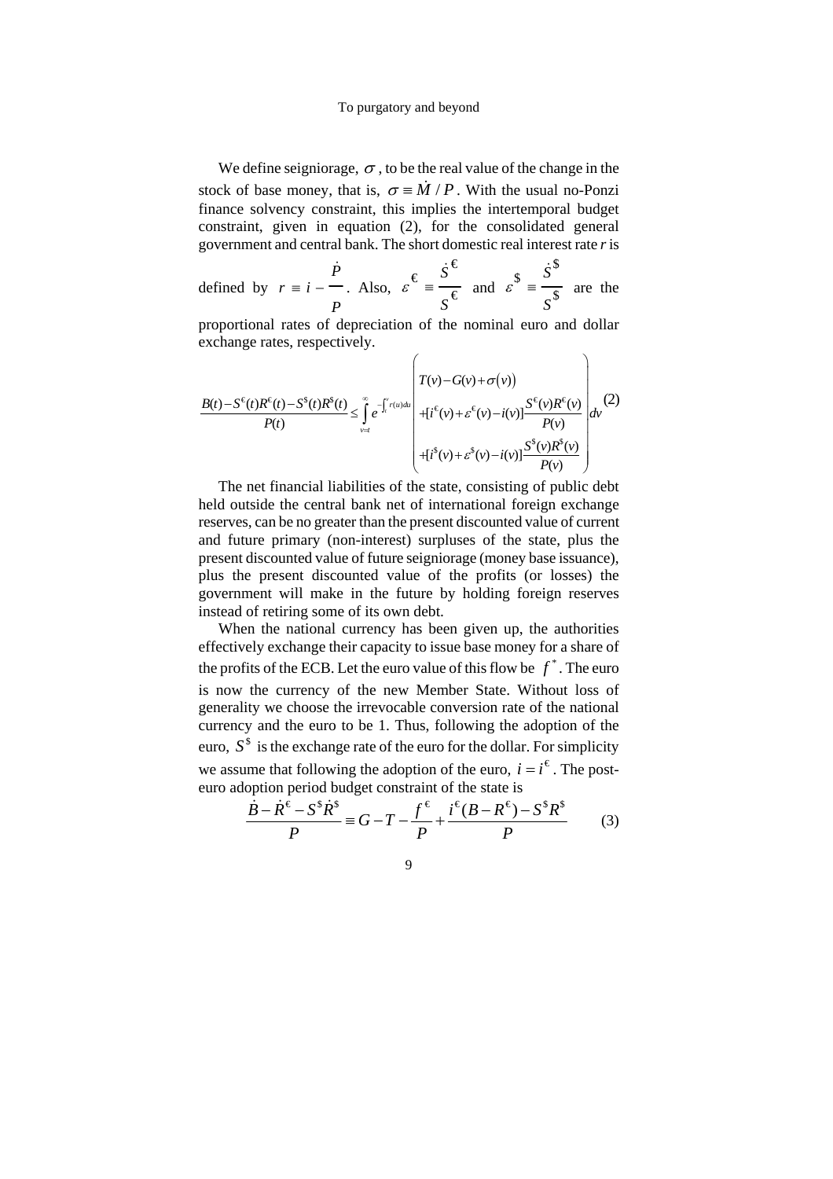We define seigniorage, $\sigma$, to be the real value of the change in the stock of base money, that is, $\sigma \equiv \dot{M}/P$. With the usual no-Ponzi finance solvency constraint, this implies the intertemporal budget constraint, given in equation (2), for the consolidated general government and central bank. The short domestic real interest rate $r$ is defined by $r \equiv i - \frac{\dot{P}}{P}$. Also, $\varepsilon^{€} \equiv \frac{\dot{S}^{€}}{S^{€}}$ and $\varepsilon^{\$} \equiv \frac{\dot{S}^{\$}}{S^{\$}}$ are the proportional rates of depreciation of the nominal euro and dollar exchange rates, respectively.

$$\frac{B(t)-S^{€}(t)R^{€}(t)-S^{\$}(t)R^{\$}(t)}{P(t)} \leq \int_{v=t}^{\infty} e^{-\int_t^v r(u)du} \begin{pmatrix} T(v)-G(v)+\sigma(v) \\ +[i^{€}(v)+\varepsilon^{€}(v)-i(v)]\dfrac{S^{€}(v)R^{€}(v)}{P(v)} \\ +[i^{\$}(v)+\varepsilon^{\$}(v)-i(v)]\dfrac{S^{\$}(v)R^{\$}(v)}{P(v)} \end{pmatrix} dv \quad (2)$$

The net financial liabilities of the state, consisting of public debt held outside the central bank net of international foreign exchange reserves, can be no greater than the present discounted value of current and future primary (non-interest) surpluses of the state, plus the present discounted value of future seigniorage (money base issuance), plus the present discounted value of the profits (or losses) the government will make in the future by holding foreign reserves instead of retiring some of its own debt.

When the national currency has been given up, the authorities effectively exchange their capacity to issue base money for a share of the profits of the ECB. Let the euro value of this flow be $f^*$. The euro is now the currency of the new Member State. Without loss of generality we choose the irrevocable conversion rate of the national currency and the euro to be 1. Thus, following the adoption of the euro, $S^{\$}$ is the exchange rate of the euro for the dollar. For simplicity we assume that following the adoption of the euro, $i = i^{€}$. The post-euro adoption period budget constraint of the state is

$$\frac{\dot{B}-\dot{R}^{€}-S^{\$}\dot{R}^{\$}}{P} \equiv G - T - \frac{f^{€}}{P} + \frac{i^{€}(B-R^{€})-S^{\$}R^{\$}}{P} \quad (3)$$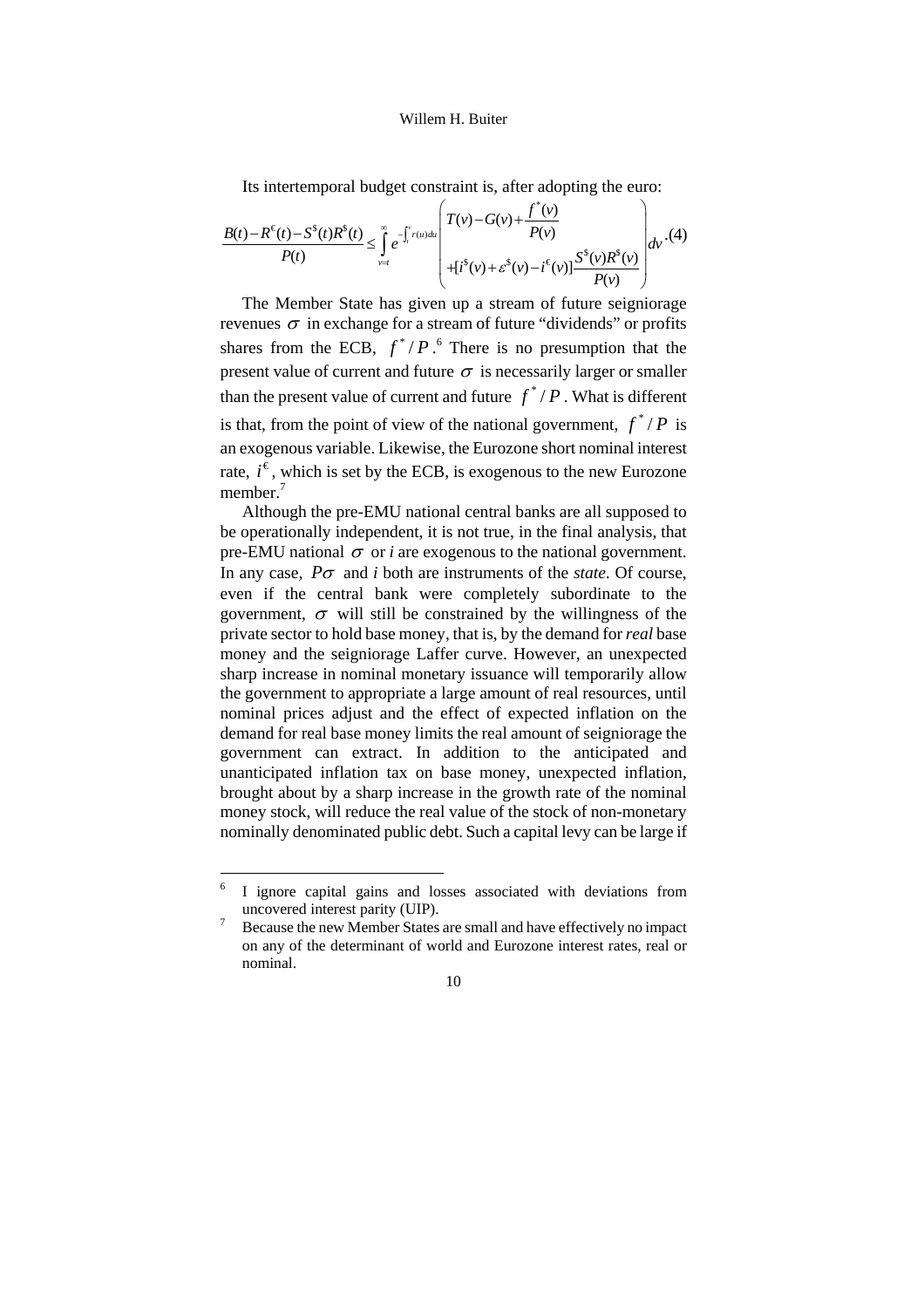Its intertemporal budget constraint is, after adopting the euro:

$$\frac{B(t)-R^{€}(t)-S^{\$}(t)R^{\$}(t)}{P(t)} \leq \int_{v=t}^{\infty} e^{-\int_t^v r(u)du} \begin{pmatrix} T(v)-G(v)+\dfrac{f^*(v)}{P(v)} \\ +[i^{\$}(v)+\varepsilon^{\$}(v)-i^{€}(v)]\dfrac{S^{\$}(v)R^{\$}(v)}{P(v)} \end{pmatrix} dv \cdot (4)$$

The Member State has given up a stream of future seigniorage revenues $\sigma$ in exchange for a stream of future "dividends" or profits shares from the ECB, $f^*/P$.[6] There is no presumption that the present value of current and future $\sigma$ is necessarily larger or smaller than the present value of current and future $f^*/P$. What is different is that, from the point of view of the national government, $f^*/P$ is an exogenous variable. Likewise, the Eurozone short nominal interest rate, $i^{€}$, which is set by the ECB, is exogenous to the new Eurozone member.[7]

Although the pre-EMU national central banks are all supposed to be operationally independent, it is not true, in the final analysis, that pre-EMU national $\sigma$ or *i* are exogenous to the national government. In any case, $P\sigma$ and *i* both are instruments of the *state*. Of course, even if the central bank were completely subordinate to the government, $\sigma$ will still be constrained by the willingness of the private sector to hold base money, that is, by the demand for *real* base money and the seigniorage Laffer curve. However, an unexpected sharp increase in nominal monetary issuance will temporarily allow the government to appropriate a large amount of real resources, until nominal prices adjust and the effect of expected inflation on the demand for real base money limits the real amount of seigniorage the government can extract. In addition to the anticipated and unanticipated inflation tax on base money, unexpected inflation, brought about by a sharp increase in the growth rate of the nominal money stock, will reduce the real value of the stock of non-monetary nominally denominated public debt. Such a capital levy can be large if

---

[6] I ignore capital gains and losses associated with deviations from uncovered interest parity (UIP).

[7] Because the new Member States are small and have effectively no impact on any of the determinant of world and Eurozone interest rates, real or nominal.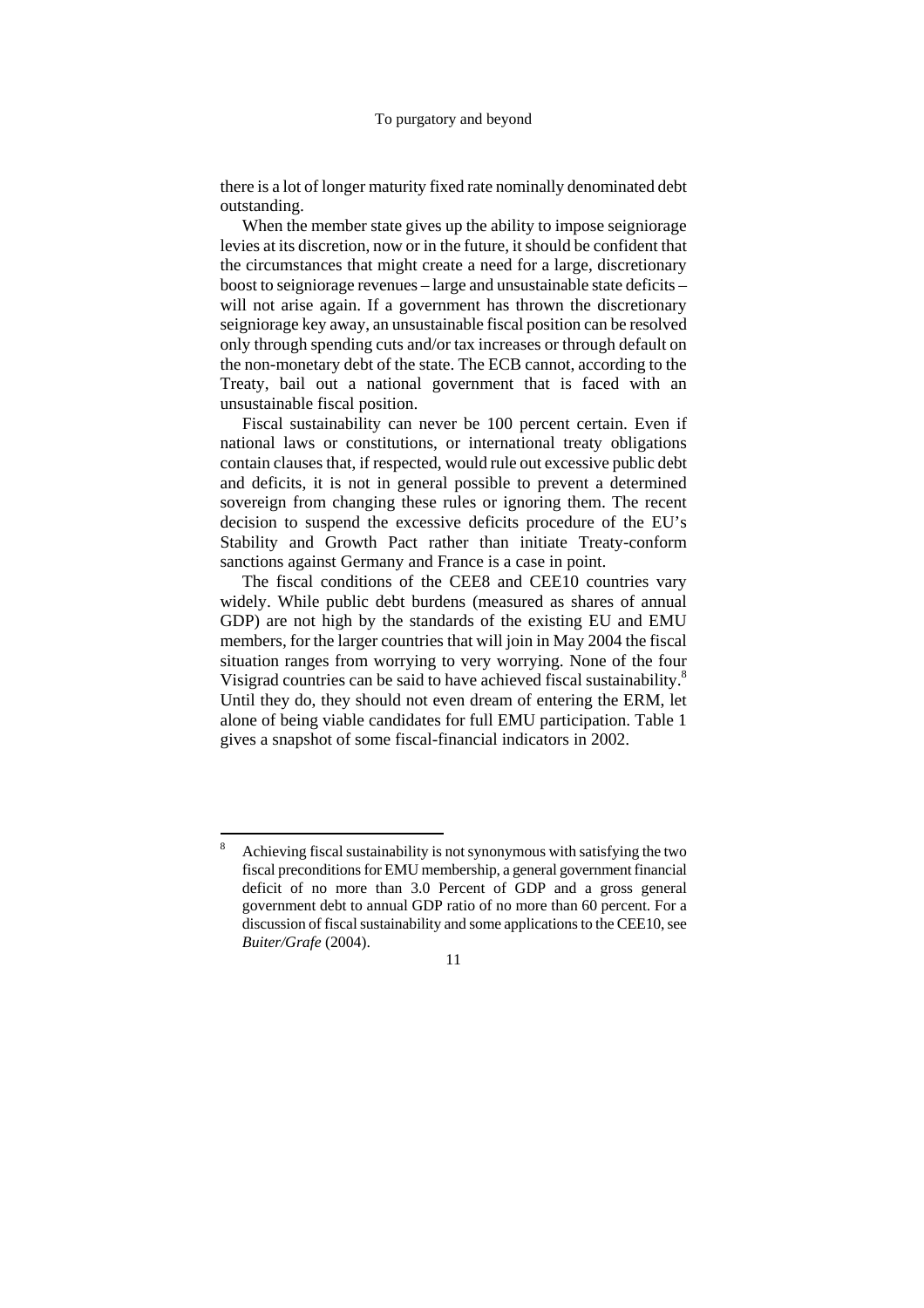there is a lot of longer maturity fixed rate nominally denominated debt outstanding.

When the member state gives up the ability to impose seigniorage levies at its discretion, now or in the future, it should be confident that the circumstances that might create a need for a large, discretionary boost to seigniorage revenues – large and unsustainable state deficits – will not arise again. If a government has thrown the discretionary seigniorage key away, an unsustainable fiscal position can be resolved only through spending cuts and/or tax increases or through default on the non-monetary debt of the state. The ECB cannot, according to the Treaty, bail out a national government that is faced with an unsustainable fiscal position.

Fiscal sustainability can never be 100 percent certain. Even if national laws or constitutions, or international treaty obligations contain clauses that, if respected, would rule out excessive public debt and deficits, it is not in general possible to prevent a determined sovereign from changing these rules or ignoring them. The recent decision to suspend the excessive deficits procedure of the EU's Stability and Growth Pact rather than initiate Treaty-conform sanctions against Germany and France is a case in point.

The fiscal conditions of the CEE8 and CEE10 countries vary widely. While public debt burdens (measured as shares of annual GDP) are not high by the standards of the existing EU and EMU members, for the larger countries that will join in May 2004 the fiscal situation ranges from worrying to very worrying. None of the four Visigrad countries can be said to have achieved fiscal sustainability.[8] Until they do, they should not even dream of entering the ERM, let alone of being viable candidates for full EMU participation. Table 1 gives a snapshot of some fiscal-financial indicators in 2002.

---

[8] Achieving fiscal sustainability is not synonymous with satisfying the two fiscal preconditions for EMU membership, a general government financial deficit of no more than 3.0 Percent of GDP and a gross general government debt to annual GDP ratio of no more than 60 percent. For a discussion of fiscal sustainability and some applications to the CEE10, see *Buiter/Grafe* (2004).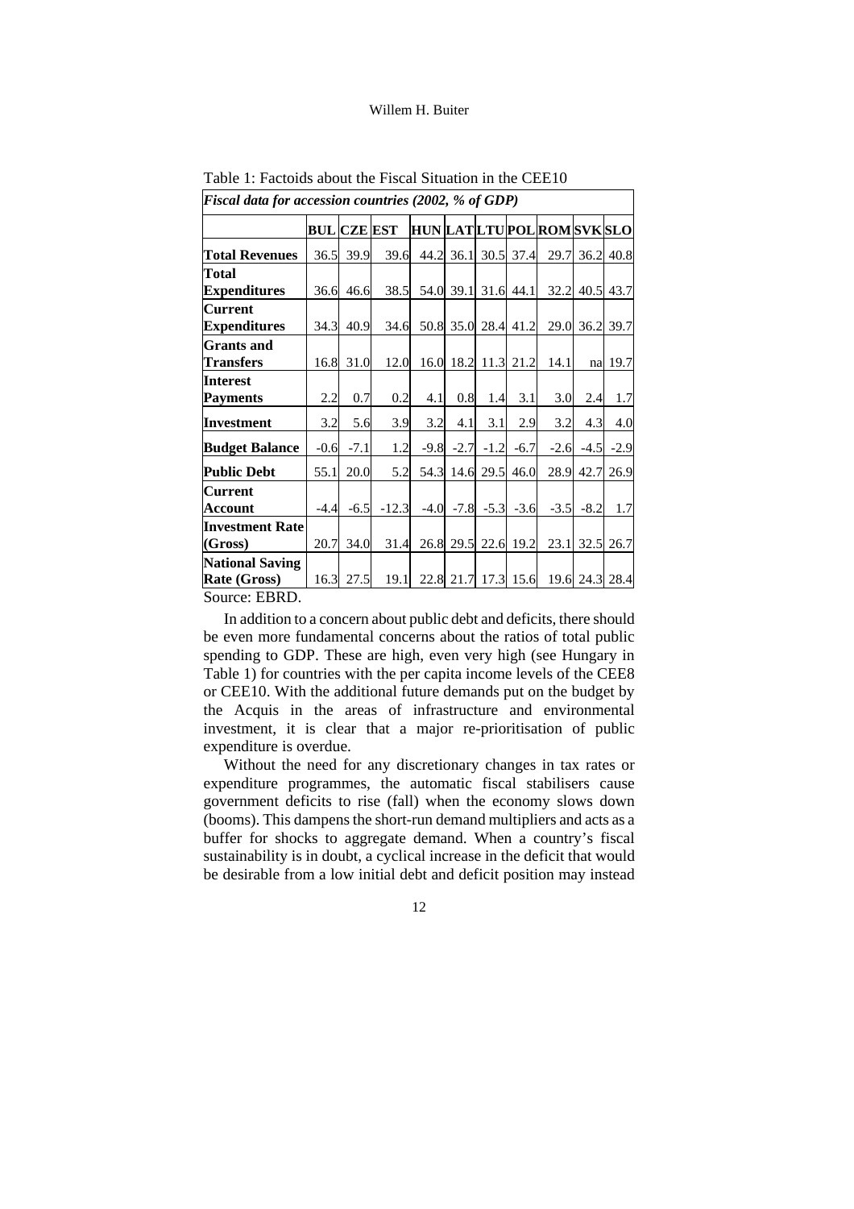Table 1: Factoids about the Fiscal Situation in the CEE10

| *Fiscal data for accession countries (2002, % of GDP)* | | | | | | | | | | |
|---|---|---|---|---|---|---|---|---|---|---|
| | **BUL** | **CZE** | **EST** | **HUN** | **LAT** | **LTU** | **POL** | **ROM** | **SVK** | **SLO** |
| **Total Revenues** | 36.5 | 39.9 | 39.6 | 44.2 | 36.1 | 30.5 | 37.4 | 29.7 | 36.2 | 40.8 |
| **Total Expenditures** | 36.6 | 46.6 | 38.5 | 54.0 | 39.1 | 31.6 | 44.1 | 32.2 | 40.5 | 43.7 |
| **Current Expenditures** | 34.3 | 40.9 | 34.6 | 50.8 | 35.0 | 28.4 | 41.2 | 29.0 | 36.2 | 39.7 |
| **Grants and Transfers** | 16.8 | 31.0 | 12.0 | 16.0 | 18.2 | 11.3 | 21.2 | 14.1 | na | 19.7 |
| **Interest Payments** | 2.2 | 0.7 | 0.2 | 4.1 | 0.8 | 1.4 | 3.1 | 3.0 | 2.4 | 1.7 |
| **Investment** | 3.2 | 5.6 | 3.9 | 3.2 | 4.1 | 3.1 | 2.9 | 3.2 | 4.3 | 4.0 |
| **Budget Balance** | -0.6 | -7.1 | 1.2 | -9.8 | -2.7 | -1.2 | -6.7 | -2.6 | -4.5 | -2.9 |
| **Public Debt** | 55.1 | 20.0 | 5.2 | 54.3 | 14.6 | 29.5 | 46.0 | 28.9 | 42.7 | 26.9 |
| **Current Account** | -4.4 | -6.5 | -12.3 | -4.0 | -7.8 | -5.3 | -3.6 | -3.5 | -8.2 | 1.7 |
| **Investment Rate (Gross)** | 20.7 | 34.0 | 31.4 | 26.8 | 29.5 | 22.6 | 19.2 | 23.1 | 32.5 | 26.7 |
| **National Saving Rate (Gross)** | 16.3 | 27.5 | 19.1 | 22.8 | 21.7 | 17.3 | 15.6 | 19.6 | 24.3 | 28.4 |

Source: EBRD.

In addition to a concern about public debt and deficits, there should be even more fundamental concerns about the ratios of total public spending to GDP. These are high, even very high (see Hungary in Table 1) for countries with the per capita income levels of the CEE8 or CEE10. With the additional future demands put on the budget by the Acquis in the areas of infrastructure and environmental investment, it is clear that a major re-prioritisation of public expenditure is overdue.

Without the need for any discretionary changes in tax rates or expenditure programmes, the automatic fiscal stabilisers cause government deficits to rise (fall) when the economy slows down (booms). This dampens the short-run demand multipliers and acts as a buffer for shocks to aggregate demand. When a country's fiscal sustainability is in doubt, a cyclical increase in the deficit that would be desirable from a low initial debt and deficit position may instead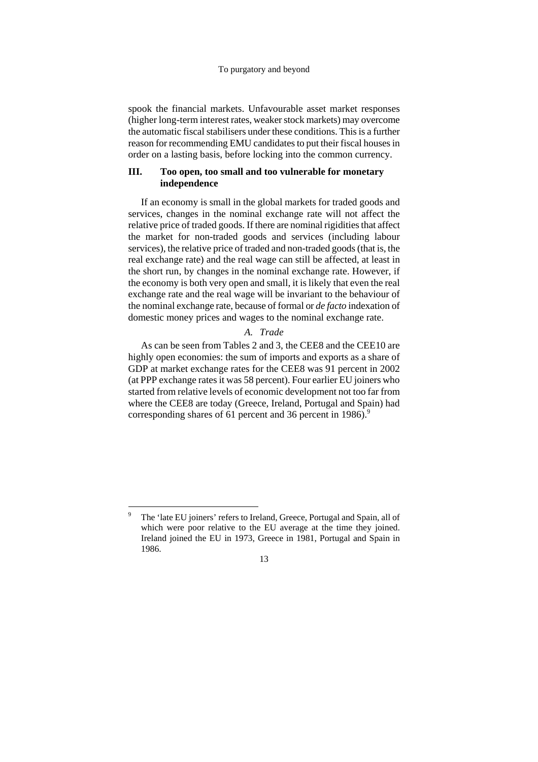spook the financial markets. Unfavourable asset market responses (higher long-term interest rates, weaker stock markets) may overcome the automatic fiscal stabilisers under these conditions. This is a further reason for recommending EMU candidates to put their fiscal houses in order on a lasting basis, before locking into the common currency.

## III. Too open, too small and too vulnerable for monetary independence

If an economy is small in the global markets for traded goods and services, changes in the nominal exchange rate will not affect the relative price of traded goods. If there are nominal rigidities that affect the market for non-traded goods and services (including labour services), the relative price of traded and non-traded goods (that is, the real exchange rate) and the real wage can still be affected, at least in the short run, by changes in the nominal exchange rate. However, if the economy is both very open and small, it is likely that even the real exchange rate and the real wage will be invariant to the behaviour of the nominal exchange rate, because of formal or *de facto* indexation of domestic money prices and wages to the nominal exchange rate.

### *A. Trade*

As can be seen from Tables 2 and 3, the CEE8 and the CEE10 are highly open economies: the sum of imports and exports as a share of GDP at market exchange rates for the CEE8 was 91 percent in 2002 (at PPP exchange rates it was 58 percent). Four earlier EU joiners who started from relative levels of economic development not too far from where the CEE8 are today (Greece, Ireland, Portugal and Spain) had corresponding shares of 61 percent and 36 percent in 1986).[9]

---

[9] The 'late EU joiners' refers to Ireland, Greece, Portugal and Spain, all of which were poor relative to the EU average at the time they joined. Ireland joined the EU in 1973, Greece in 1981, Portugal and Spain in 1986.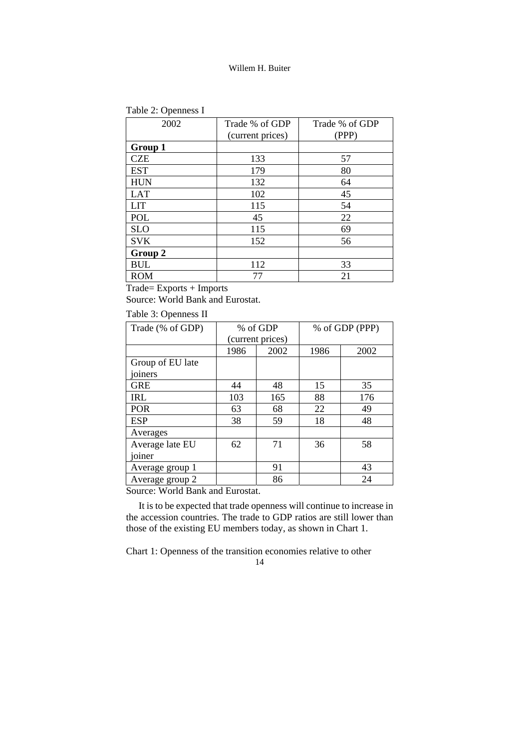Table 2: Openness I

| 2002 | Trade % of GDP (current prices) | Trade % of GDP (PPP) |
|---|---|---|
| **Group 1** | | |
| CZE | 133 | 57 |
| EST | 179 | 80 |
| HUN | 132 | 64 |
| LAT | 102 | 45 |
| LIT | 115 | 54 |
| POL | 45 | 22 |
| SLO | 115 | 69 |
| SVK | 152 | 56 |
| **Group 2** | | |
| BUL | 112 | 33 |
| ROM | 77 | 21 |

Trade= Exports + Imports

Source: World Bank and Eurostat.

Table 3: Openness II

| Trade (% of GDP) | % of GDP (current prices) | | % of GDP (PPP) | |
|---|---|---|---|---|
| | 1986 | 2002 | 1986 | 2002 |
| Group of EU late joiners | | | | |
| GRE | 44 | 48 | 15 | 35 |
| IRL | 103 | 165 | 88 | 176 |
| POR | 63 | 68 | 22 | 49 |
| ESP | 38 | 59 | 18 | 48 |
| Averages | | | | |
| Average late EU joiner | 62 | 71 | 36 | 58 |
| Average group 1 | | 91 | | 43 |
| Average group 2 | | 86 | | 24 |

Source: World Bank and Eurostat.

It is to be expected that trade openness will continue to increase in the accession countries. The trade to GDP ratios are still lower than those of the existing EU members today, as shown in Chart 1.

Chart 1: Openness of the transition economies relative to other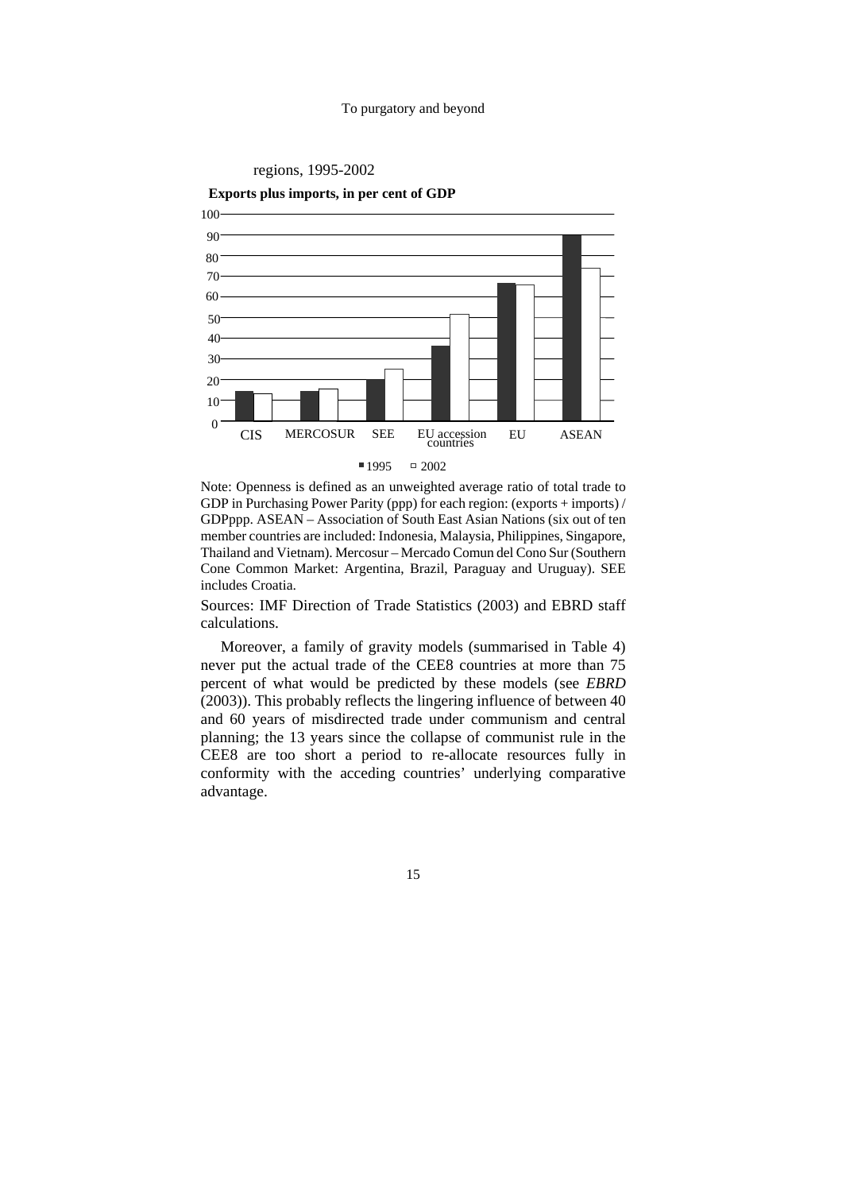regions, 1995-2002

**Exports plus imports, in per cent of GDP**

| | CIS | MERCOSUR | SEE | EU accession countries | EU | ASEAN |
|---|---|---|---|---|---|---|
| 1995 | | | | | | |
| 2002 | | | | | | |

Note: Openness is defined as an unweighted average ratio of total trade to GDP in Purchasing Power Parity (ppp) for each region: (exports + imports) / GDPppp. ASEAN – Association of South East Asian Nations (six out of ten member countries are included: Indonesia, Malaysia, Philippines, Singapore, Thailand and Vietnam). Mercosur – Mercado Comun del Cono Sur (Southern Cone Common Market: Argentina, Brazil, Paraguay and Uruguay). SEE includes Croatia.

Sources: IMF Direction of Trade Statistics (2003) and EBRD staff calculations.

Moreover, a family of gravity models (summarised in Table 4) never put the actual trade of the CEE8 countries at more than 75 percent of what would be predicted by these models (see *EBRD* (2003)). This probably reflects the lingering influence of between 40 and 60 years of misdirected trade under communism and central planning; the 13 years since the collapse of communist rule in the CEE8 are too short a period to re-allocate resources fully in conformity with the acceding countries' underlying comparative advantage.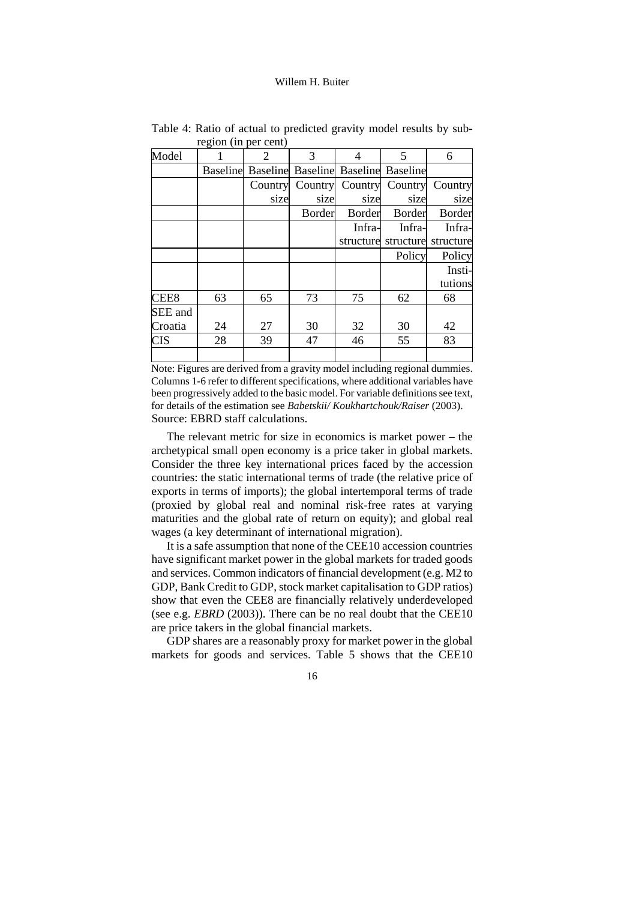Table 4: Ratio of actual to predicted gravity model results by sub-region (in per cent)

| Model | 1 | 2 | 3 | 4 | 5 | 6 |
|---|---|---|---|---|---|---|
| | Baseline | Baseline | Baseline | Baseline | Baseline | |
| | | Country size | Country size | Country size | Country size | Country size |
| | | | Border | Border | Border | Border |
| | | | | Infra-structure | Infra-structure | Infra-structure |
| | | | | | Policy | Policy |
| | | | | | | Insti-tutions |
| CEE8 | 63 | 65 | 73 | 75 | 62 | 68 |
| SEE and Croatia | 24 | 27 | 30 | 32 | 30 | 42 |
| CIS | 28 | 39 | 47 | 46 | 55 | 83 |

Note: Figures are derived from a gravity model including regional dummies. Columns 1-6 refer to different specifications, where additional variables have been progressively added to the basic model. For variable definitions see text, for details of the estimation see *Babetskii/ Koukhartchouk/Raiser* (2003).
Source: EBRD staff calculations.

The relevant metric for size in economics is market power – the archetypical small open economy is a price taker in global markets. Consider the three key international prices faced by the accession countries: the static international terms of trade (the relative price of exports in terms of imports); the global intertemporal terms of trade (proxied by global real and nominal risk-free rates at varying maturities and the global rate of return on equity); and global real wages (a key determinant of international migration).

It is a safe assumption that none of the CEE10 accession countries have significant market power in the global markets for traded goods and services. Common indicators of financial development (e.g. M2 to GDP, Bank Credit to GDP, stock market capitalisation to GDP ratios) show that even the CEE8 are financially relatively underdeveloped (see e.g. *EBRD* (2003)). There can be no real doubt that the CEE10 are price takers in the global financial markets.

GDP shares are a reasonably proxy for market power in the global markets for goods and services. Table 5 shows that the CEE10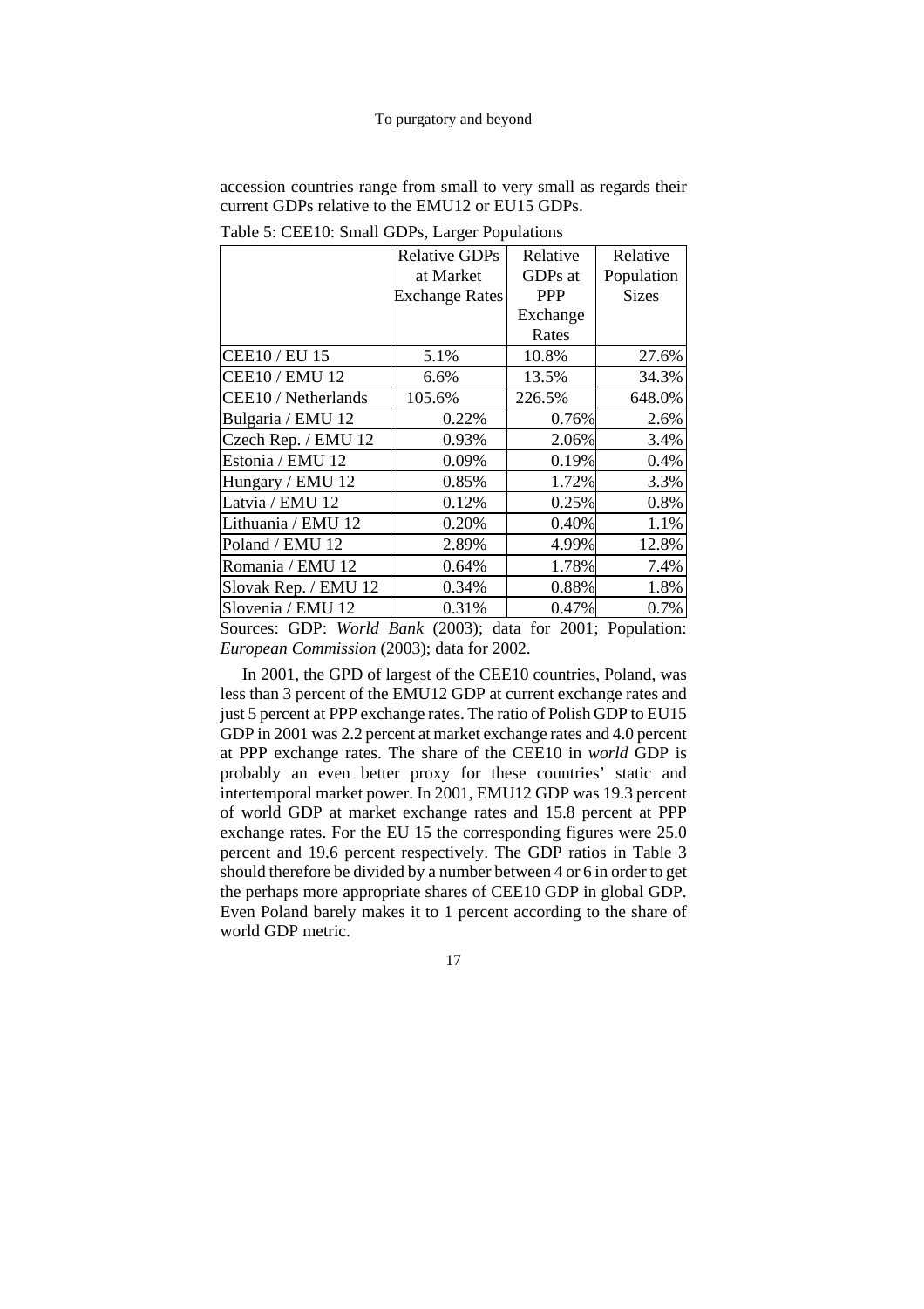accession countries range from small to very small as regards their current GDPs relative to the EMU12 or EU15 GDPs.

Table 5: CEE10: Small GDPs, Larger Populations

| | Relative GDPs at Market Exchange Rates | Relative GDPs at PPP Exchange Rates | Relative Population Sizes |
|---|---|---|---|
| CEE10 / EU 15 | 5.1% | 10.8% | 27.6% |
| CEE10 / EMU 12 | 6.6% | 13.5% | 34.3% |
| CEE10 / Netherlands | 105.6% | 226.5% | 648.0% |
| Bulgaria / EMU 12 | 0.22% | 0.76% | 2.6% |
| Czech Rep. / EMU 12 | 0.93% | 2.06% | 3.4% |
| Estonia / EMU 12 | 0.09% | 0.19% | 0.4% |
| Hungary / EMU 12 | 0.85% | 1.72% | 3.3% |
| Latvia / EMU 12 | 0.12% | 0.25% | 0.8% |
| Lithuania / EMU 12 | 0.20% | 0.40% | 1.1% |
| Poland / EMU 12 | 2.89% | 4.99% | 12.8% |
| Romania / EMU 12 | 0.64% | 1.78% | 7.4% |
| Slovak Rep. / EMU 12 | 0.34% | 0.88% | 1.8% |
| Slovenia / EMU 12 | 0.31% | 0.47% | 0.7% |

Sources: GDP: *World Bank* (2003); data for 2001; Population: *European Commission* (2003); data for 2002.

In 2001, the GPD of largest of the CEE10 countries, Poland, was less than 3 percent of the EMU12 GDP at current exchange rates and just 5 percent at PPP exchange rates. The ratio of Polish GDP to EU15 GDP in 2001 was 2.2 percent at market exchange rates and 4.0 percent at PPP exchange rates. The share of the CEE10 in *world* GDP is probably an even better proxy for these countries' static and intertemporal market power. In 2001, EMU12 GDP was 19.3 percent of world GDP at market exchange rates and 15.8 percent at PPP exchange rates. For the EU 15 the corresponding figures were 25.0 percent and 19.6 percent respectively. The GDP ratios in Table 3 should therefore be divided by a number between 4 or 6 in order to get the perhaps more appropriate shares of CEE10 GDP in global GDP. Even Poland barely makes it to 1 percent according to the share of world GDP metric.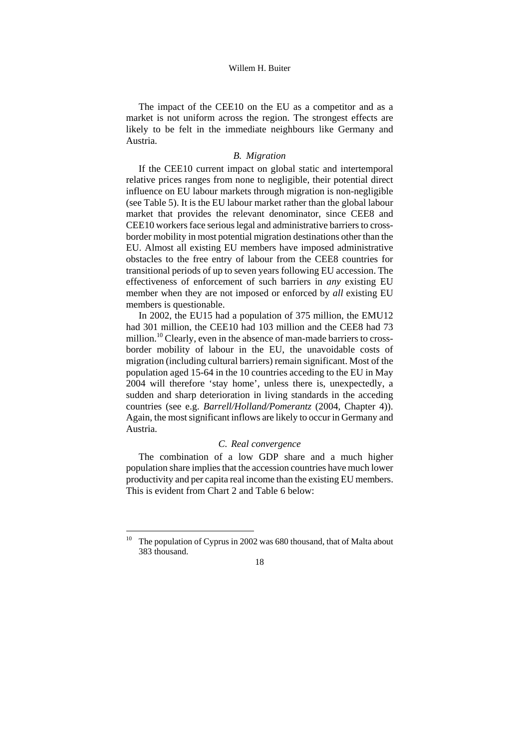The impact of the CEE10 on the EU as a competitor and as a market is not uniform across the region. The strongest effects are likely to be felt in the immediate neighbours like Germany and Austria.

### *B. Migration*

If the CEE10 current impact on global static and intertemporal relative prices ranges from none to negligible, their potential direct influence on EU labour markets through migration is non-negligible (see Table 5). It is the EU labour market rather than the global labour market that provides the relevant denominator, since CEE8 and CEE10 workers face serious legal and administrative barriers to cross-border mobility in most potential migration destinations other than the EU. Almost all existing EU members have imposed administrative obstacles to the free entry of labour from the CEE8 countries for transitional periods of up to seven years following EU accession. The effectiveness of enforcement of such barriers in *any* existing EU member when they are not imposed or enforced by *all* existing EU members is questionable.

In 2002, the EU15 had a population of 375 million, the EMU12 had 301 million, the CEE10 had 103 million and the CEE8 had 73 million.[10] Clearly, even in the absence of man-made barriers to cross-border mobility of labour in the EU, the unavoidable costs of migration (including cultural barriers) remain significant. Most of the population aged 15-64 in the 10 countries acceding to the EU in May 2004 will therefore 'stay home', unless there is, unexpectedly, a sudden and sharp deterioration in living standards in the acceding countries (see e.g. *Barrell/Holland/Pomerantz* (2004, Chapter 4)). Again, the most significant inflows are likely to occur in Germany and Austria.

### *C. Real convergence*

The combination of a low GDP share and a much higher population share implies that the accession countries have much lower productivity and per capita real income than the existing EU members. This is evident from Chart 2 and Table 6 below:

---

[10] The population of Cyprus in 2002 was 680 thousand, that of Malta about 383 thousand.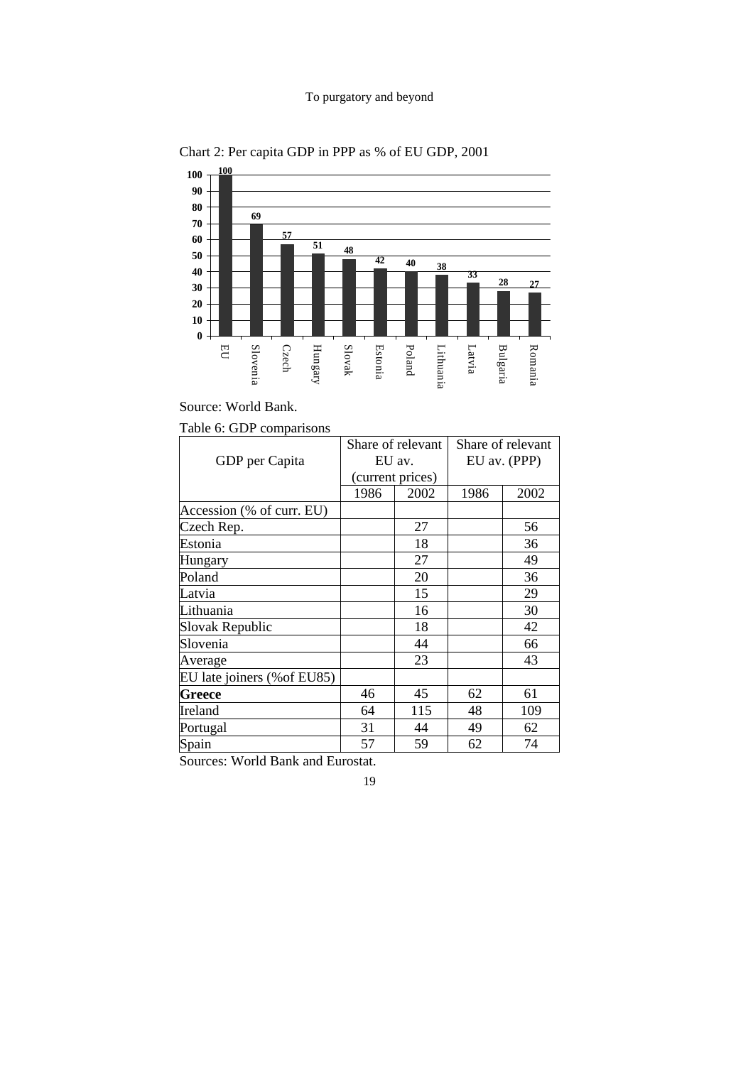Chart 2: Per capita GDP in PPP as % of EU GDP, 2001

| EU | Slovenia | Czech | Hungary | Slovak | Estonia | Poland | Lithuania | Latvia | Bulgaria | Romania |
|---|---|---|---|---|---|---|---|---|---|---|
| 100 | 69 | 57 | 51 | 48 | 42 | 40 | 38 | 33 | 28 | 27 |

Source: World Bank.

Table 6: GDP comparisons

| GDP per Capita | Share of relevant EU av. (current prices) | | Share of relevant EU av. (PPP) | |
|---|---|---|---|---|
| | 1986 | 2002 | 1986 | 2002 |
| Accession (% of curr. EU) | | | | |
| Czech Rep. | | 27 | | 56 |
| Estonia | | 18 | | 36 |
| Hungary | | 27 | | 49 |
| Poland | | 20 | | 36 |
| Latvia | | 15 | | 29 |
| Lithuania | | 16 | | 30 |
| Slovak Republic | | 18 | | 42 |
| Slovenia | | 44 | | 66 |
| Average | | 23 | | 43 |
| EU late joiners (%of EU85) | | | | |
| **Greece** | 46 | 45 | 62 | 61 |
| Ireland | 64 | 115 | 48 | 109 |
| Portugal | 31 | 44 | 49 | 62 |
| Spain | 57 | 59 | 62 | 74 |

Sources: World Bank and Eurostat.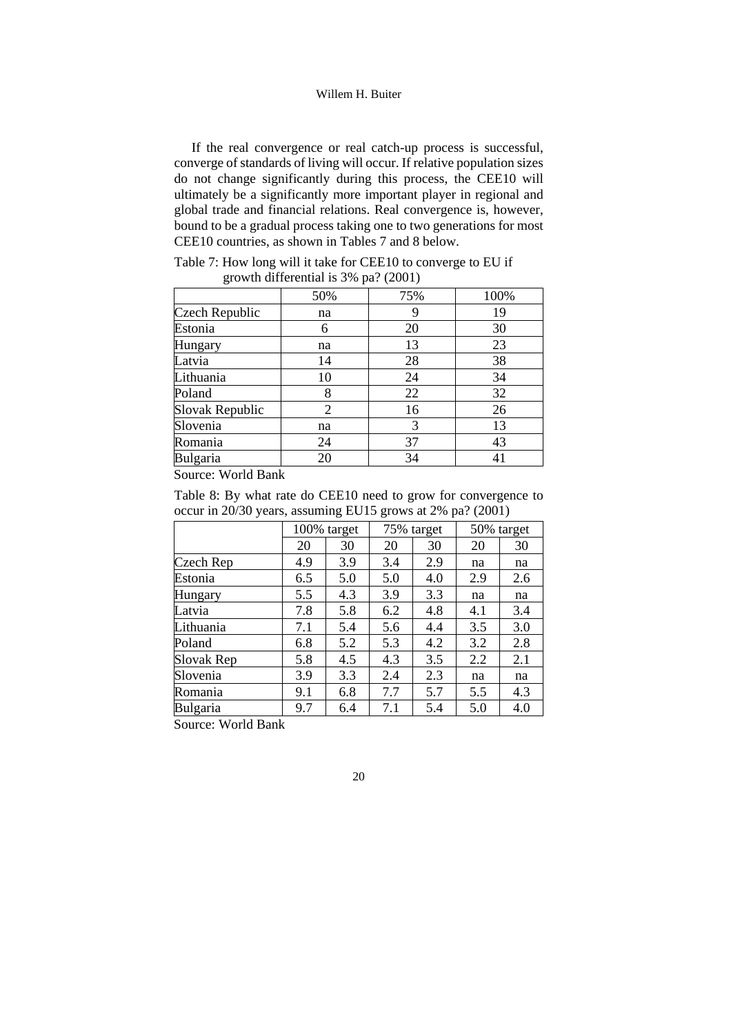If the real convergence or real catch-up process is successful, converge of standards of living will occur. If relative population sizes do not change significantly during this process, the CEE10 will ultimately be a significantly more important player in regional and global trade and financial relations. Real convergence is, however, bound to be a gradual process taking one to two generations for most CEE10 countries, as shown in Tables 7 and 8 below.

Table 7: How long will it take for CEE10 to converge to EU if growth differential is 3% pa? (2001)

| | 50% | 75% | 100% |
|---|---|---|---|
| Czech Republic | na | 9 | 19 |
| Estonia | 6 | 20 | 30 |
| Hungary | na | 13 | 23 |
| Latvia | 14 | 28 | 38 |
| Lithuania | 10 | 24 | 34 |
| Poland | 8 | 22 | 32 |
| Slovak Republic | 2 | 16 | 26 |
| Slovenia | na | 3 | 13 |
| Romania | 24 | 37 | 43 |
| Bulgaria | 20 | 34 | 41 |

Source: World Bank

Table 8: By what rate do CEE10 need to grow for convergence to occur in 20/30 years, assuming EU15 grows at 2% pa? (2001)

| | 100% target | | 75% target | | 50% target | |
|---|---|---|---|---|---|---|
| | 20 | 30 | 20 | 30 | 20 | 30 |
| Czech Rep | 4.9 | 3.9 | 3.4 | 2.9 | na | na |
| Estonia | 6.5 | 5.0 | 5.0 | 4.0 | 2.9 | 2.6 |
| Hungary | 5.5 | 4.3 | 3.9 | 3.3 | na | na |
| Latvia | 7.8 | 5.8 | 6.2 | 4.8 | 4.1 | 3.4 |
| Lithuania | 7.1 | 5.4 | 5.6 | 4.4 | 3.5 | 3.0 |
| Poland | 6.8 | 5.2 | 5.3 | 4.2 | 3.2 | 2.8 |
| Slovak Rep | 5.8 | 4.5 | 4.3 | 3.5 | 2.2 | 2.1 |
| Slovenia | 3.9 | 3.3 | 2.4 | 2.3 | na | na |
| Romania | 9.1 | 6.8 | 7.7 | 5.7 | 5.5 | 4.3 |
| Bulgaria | 9.7 | 6.4 | 7.1 | 5.4 | 5.0 | 4.0 |

Source: World Bank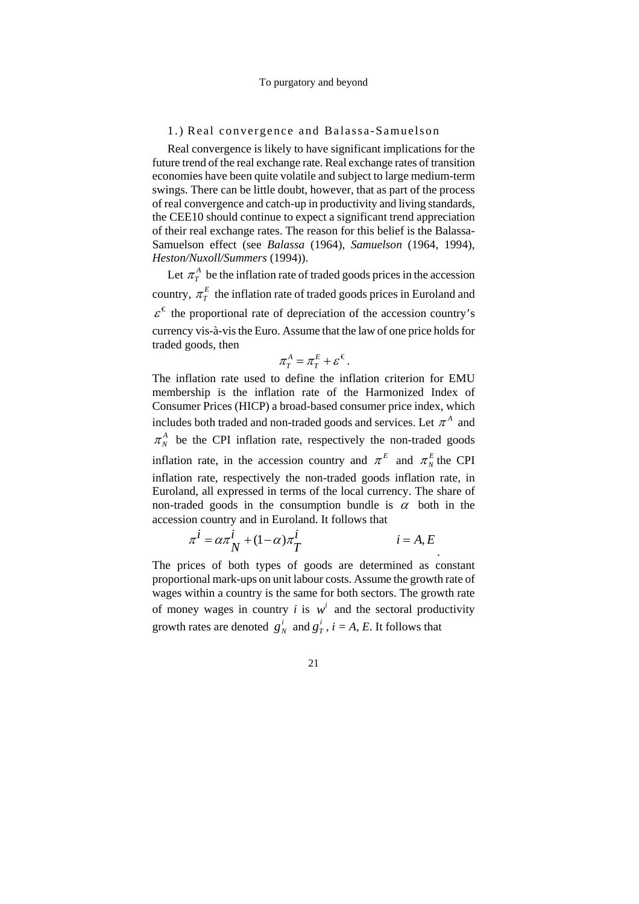## 1.) Real convergence and Balassa-Samuelson

Real convergence is likely to have significant implications for the future trend of the real exchange rate. Real exchange rates of transition economies have been quite volatile and subject to large medium-term swings. There can be little doubt, however, that as part of the process of real convergence and catch-up in productivity and living standards, the CEE10 should continue to expect a significant trend appreciation of their real exchange rates. The reason for this belief is the Balassa-Samuelson effect (see *Balassa* (1964), *Samuelson* (1964, 1994), *Heston/Nuxoll/Summers* (1994)).

Let $\pi_T^A$ be the inflation rate of traded goods prices in the accession country, $\pi_T^E$ the inflation rate of traded goods prices in Euroland and $\varepsilon^{€}$ the proportional rate of depreciation of the accession country's currency vis-à-vis the Euro. Assume that the law of one price holds for traded goods, then

$$\pi_T^A = \pi_T^E + \varepsilon^{€}.$$

The inflation rate used to define the inflation criterion for EMU membership is the inflation rate of the Harmonized Index of Consumer Prices (HICP) a broad-based consumer price index, which includes both traded and non-traded goods and services. Let $\pi^A$ and $\pi_N^A$ be the CPI inflation rate, respectively the non-traded goods inflation rate, in the accession country and $\pi^E$ and $\pi_N^E$ the CPI inflation rate, respectively the non-traded goods inflation rate, in Euroland, all expressed in terms of the local currency. The share of non-traded goods in the consumption bundle is $\alpha$ both in the accession country and in Euroland. It follows that

$$\pi^i = \alpha\pi_N^i + (1-\alpha)\pi_T^i \qquad\qquad i = A, E.$$

The prices of both types of goods are determined as constant proportional mark-ups on unit labour costs. Assume the growth rate of wages within a country is the same for both sectors. The growth rate of money wages in country $i$ is $w^i$ and the sectoral productivity growth rates are denoted $g_N^i$ and $g_T^i$, $i = A, E$. It follows that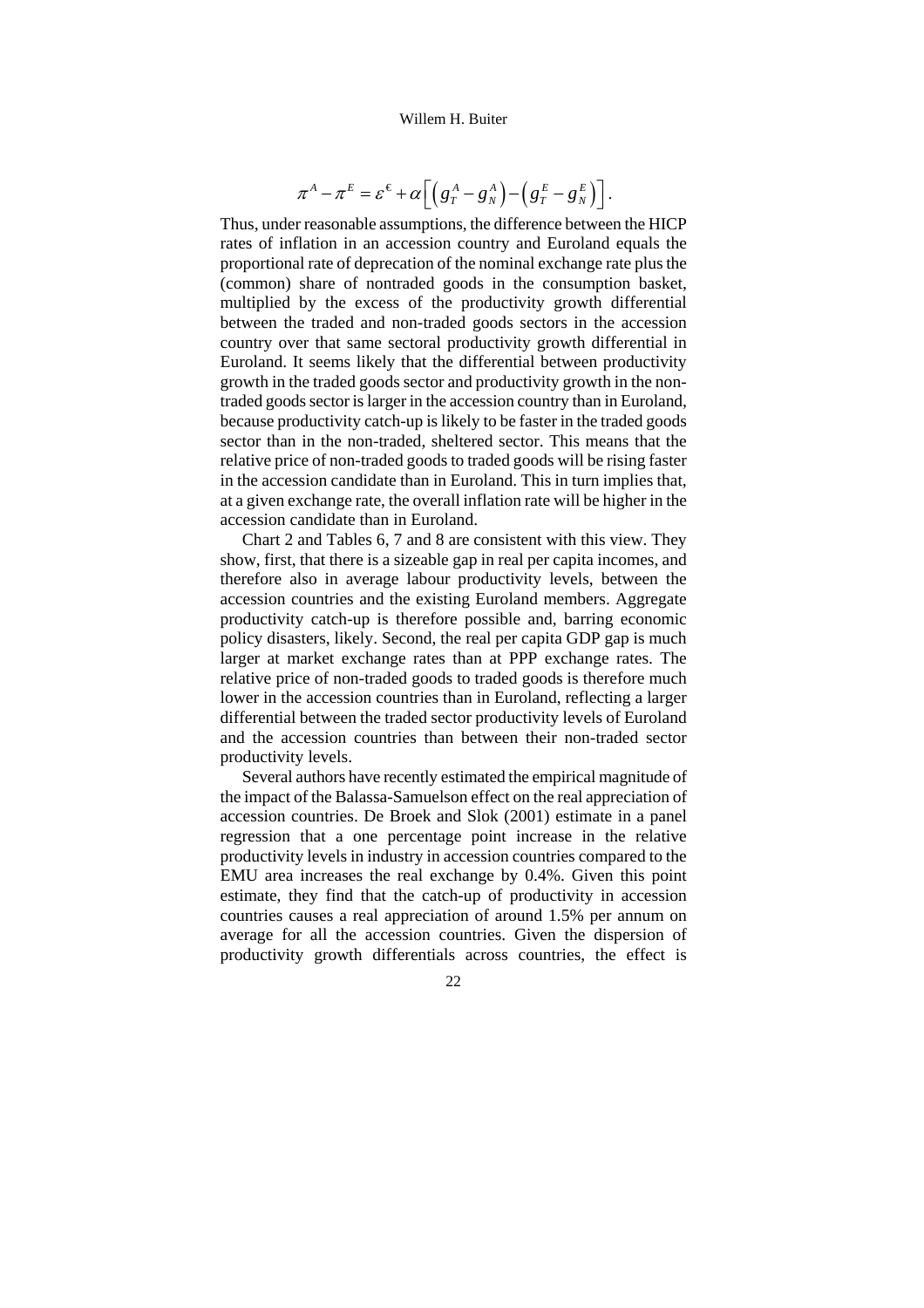$$\pi^A - \pi^E = \varepsilon^{€} + \alpha\left[\left(g_T^A - g_N^A\right) - \left(g_T^E - g_N^E\right)\right].$$

Thus, under reasonable assumptions, the difference between the HICP rates of inflation in an accession country and Euroland equals the proportional rate of deprecation of the nominal exchange rate plus the (common) share of nontraded goods in the consumption basket, multiplied by the excess of the productivity growth differential between the traded and non-traded goods sectors in the accession country over that same sectoral productivity growth differential in Euroland. It seems likely that the differential between productivity growth in the traded goods sector and productivity growth in the non-traded goods sector is larger in the accession country than in Euroland, because productivity catch-up is likely to be faster in the traded goods sector than in the non-traded, sheltered sector. This means that the relative price of non-traded goods to traded goods will be rising faster in the accession candidate than in Euroland. This in turn implies that, at a given exchange rate, the overall inflation rate will be higher in the accession candidate than in Euroland.

Chart 2 and Tables 6, 7 and 8 are consistent with this view. They show, first, that there is a sizeable gap in real per capita incomes, and therefore also in average labour productivity levels, between the accession countries and the existing Euroland members. Aggregate productivity catch-up is therefore possible and, barring economic policy disasters, likely. Second, the real per capita GDP gap is much larger at market exchange rates than at PPP exchange rates. The relative price of non-traded goods to traded goods is therefore much lower in the accession countries than in Euroland, reflecting a larger differential between the traded sector productivity levels of Euroland and the accession countries than between their non-traded sector productivity levels.

Several authors have recently estimated the empirical magnitude of the impact of the Balassa-Samuelson effect on the real appreciation of accession countries. De Broek and Slok (2001) estimate in a panel regression that a one percentage point increase in the relative productivity levels in industry in accession countries compared to the EMU area increases the real exchange by 0.4%. Given this point estimate, they find that the catch-up of productivity in accession countries causes a real appreciation of around 1.5% per annum on average for all the accession countries. Given the dispersion of productivity growth differentials across countries, the effect is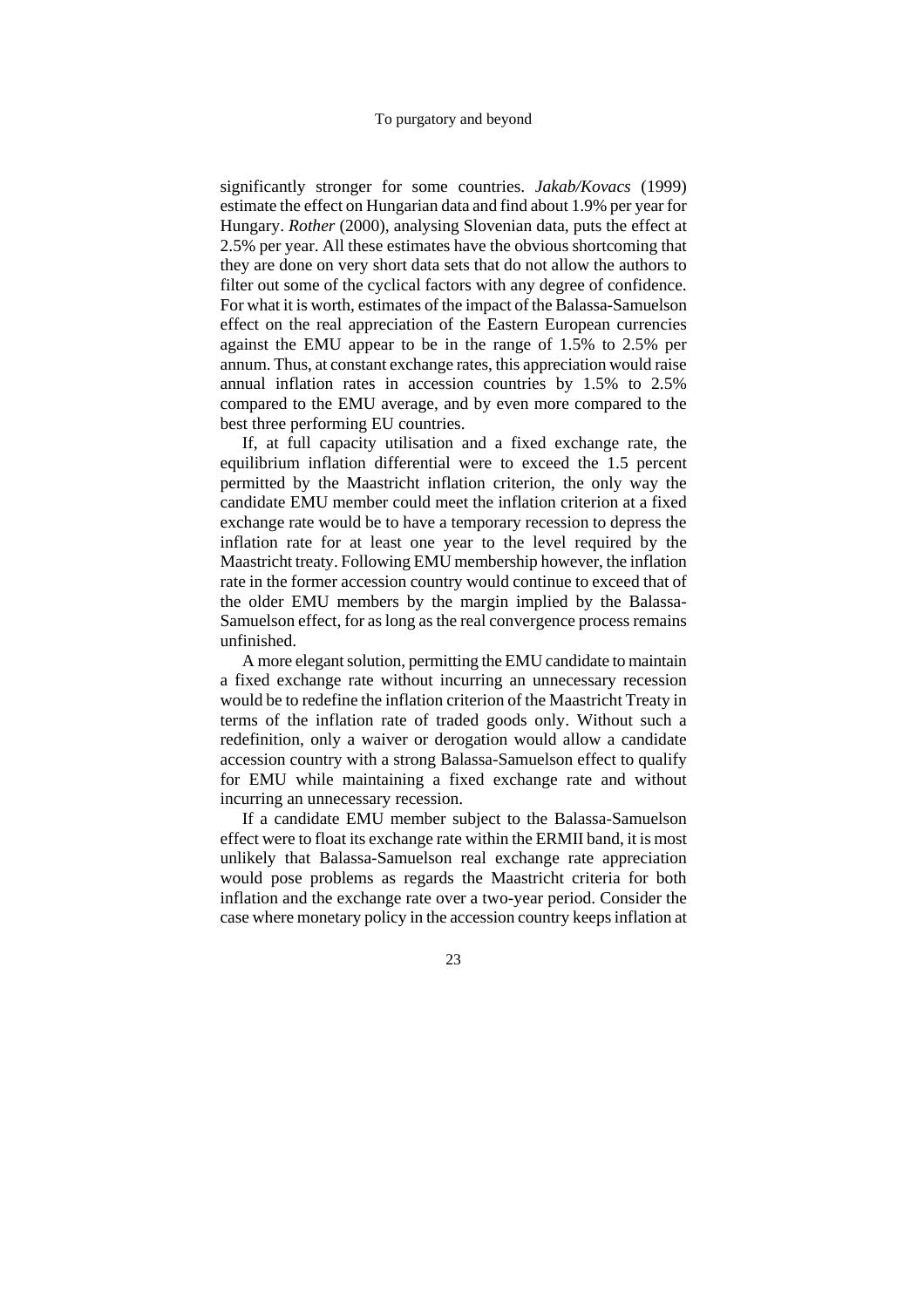significantly stronger for some countries. *Jakab/Kovacs* (1999) estimate the effect on Hungarian data and find about 1.9% per year for Hungary. *Rother* (2000), analysing Slovenian data, puts the effect at 2.5% per year. All these estimates have the obvious shortcoming that they are done on very short data sets that do not allow the authors to filter out some of the cyclical factors with any degree of confidence. For what it is worth, estimates of the impact of the Balassa-Samuelson effect on the real appreciation of the Eastern European currencies against the EMU appear to be in the range of 1.5% to 2.5% per annum. Thus, at constant exchange rates, this appreciation would raise annual inflation rates in accession countries by 1.5% to 2.5% compared to the EMU average, and by even more compared to the best three performing EU countries.

If, at full capacity utilisation and a fixed exchange rate, the equilibrium inflation differential were to exceed the 1.5 percent permitted by the Maastricht inflation criterion, the only way the candidate EMU member could meet the inflation criterion at a fixed exchange rate would be to have a temporary recession to depress the inflation rate for at least one year to the level required by the Maastricht treaty. Following EMU membership however, the inflation rate in the former accession country would continue to exceed that of the older EMU members by the margin implied by the Balassa-Samuelson effect, for as long as the real convergence process remains unfinished.

A more elegant solution, permitting the EMU candidate to maintain a fixed exchange rate without incurring an unnecessary recession would be to redefine the inflation criterion of the Maastricht Treaty in terms of the inflation rate of traded goods only. Without such a redefinition, only a waiver or derogation would allow a candidate accession country with a strong Balassa-Samuelson effect to qualify for EMU while maintaining a fixed exchange rate and without incurring an unnecessary recession.

If a candidate EMU member subject to the Balassa-Samuelson effect were to float its exchange rate within the ERMII band, it is most unlikely that Balassa-Samuelson real exchange rate appreciation would pose problems as regards the Maastricht criteria for both inflation and the exchange rate over a two-year period. Consider the case where monetary policy in the accession country keeps inflation at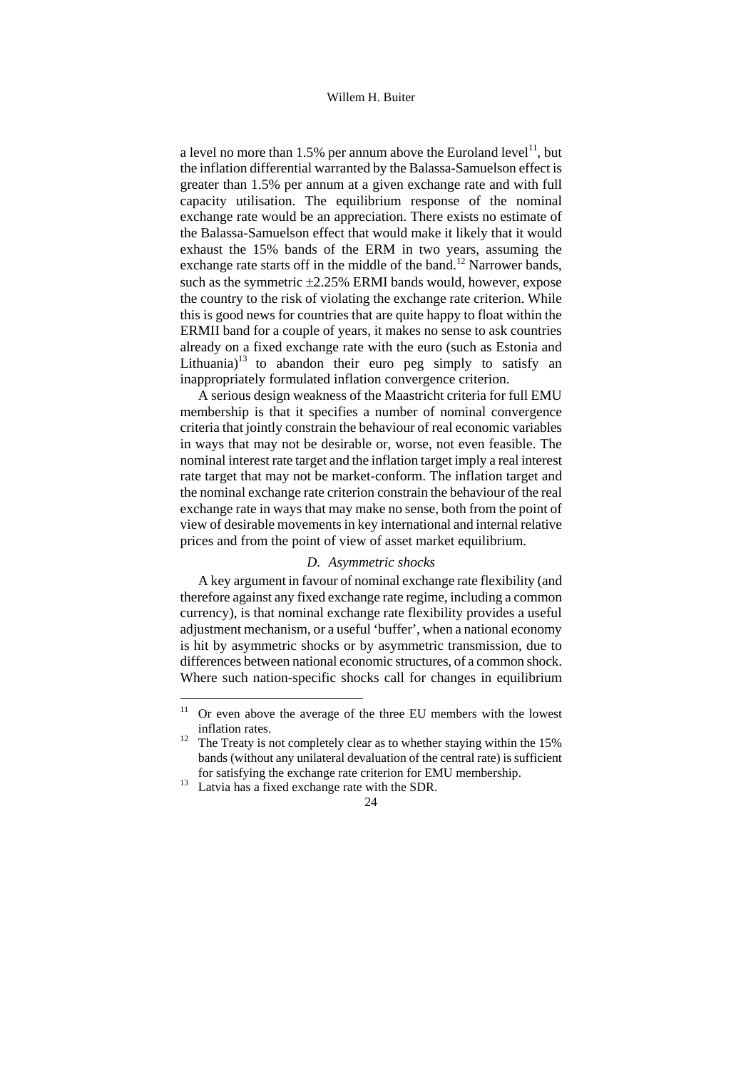a level no more than 1.5% per annum above the Euroland level[11], but the inflation differential warranted by the Balassa-Samuelson effect is greater than 1.5% per annum at a given exchange rate and with full capacity utilisation. The equilibrium response of the nominal exchange rate would be an appreciation. There exists no estimate of the Balassa-Samuelson effect that would make it likely that it would exhaust the 15% bands of the ERM in two years, assuming the exchange rate starts off in the middle of the band.[12] Narrower bands, such as the symmetric ±2.25% ERMI bands would, however, expose the country to the risk of violating the exchange rate criterion. While this is good news for countries that are quite happy to float within the ERMII band for a couple of years, it makes no sense to ask countries already on a fixed exchange rate with the euro (such as Estonia and Lithuania)[13] to abandon their euro peg simply to satisfy an inappropriately formulated inflation convergence criterion.

A serious design weakness of the Maastricht criteria for full EMU membership is that it specifies a number of nominal convergence criteria that jointly constrain the behaviour of real economic variables in ways that may not be desirable or, worse, not even feasible. The nominal interest rate target and the inflation target imply a real interest rate target that may not be market-conform. The inflation target and the nominal exchange rate criterion constrain the behaviour of the real exchange rate in ways that may make no sense, both from the point of view of desirable movements in key international and internal relative prices and from the point of view of asset market equilibrium.

### *D. Asymmetric shocks*

A key argument in favour of nominal exchange rate flexibility (and therefore against any fixed exchange rate regime, including a common currency), is that nominal exchange rate flexibility provides a useful adjustment mechanism, or a useful 'buffer', when a national economy is hit by asymmetric shocks or by asymmetric transmission, due to differences between national economic structures, of a common shock. Where such nation-specific shocks call for changes in equilibrium

---

[11] Or even above the average of the three EU members with the lowest inflation rates.

[12] The Treaty is not completely clear as to whether staying within the 15% bands (without any unilateral devaluation of the central rate) is sufficient for satisfying the exchange rate criterion for EMU membership.

[13] Latvia has a fixed exchange rate with the SDR.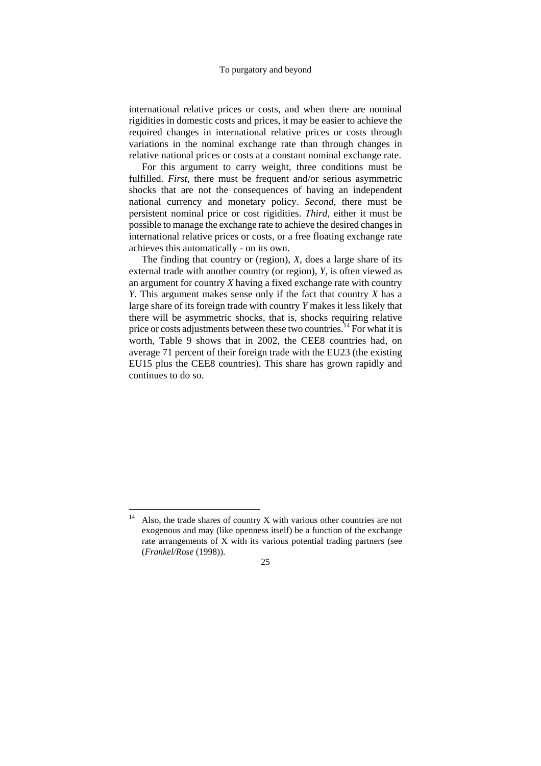international relative prices or costs, and when there are nominal rigidities in domestic costs and prices, it may be easier to achieve the required changes in international relative prices or costs through variations in the nominal exchange rate than through changes in relative national prices or costs at a constant nominal exchange rate.

For this argument to carry weight, three conditions must be fulfilled. *First*, there must be frequent and/or serious asymmetric shocks that are not the consequences of having an independent national currency and monetary policy. *Second*, there must be persistent nominal price or cost rigidities. *Third*, either it must be possible to manage the exchange rate to achieve the desired changes in international relative prices or costs, or a free floating exchange rate achieves this automatically - on its own.

The finding that country or (region), *X*, does a large share of its external trade with another country (or region), *Y*, is often viewed as an argument for country *X* having a fixed exchange rate with country *Y*. This argument makes sense only if the fact that country *X* has a large share of its foreign trade with country *Y* makes it less likely that there will be asymmetric shocks, that is, shocks requiring relative price or costs adjustments between these two countries.[14] For what it is worth, Table 9 shows that in 2002, the CEE8 countries had, on average 71 percent of their foreign trade with the EU23 (the existing EU15 plus the CEE8 countries). This share has grown rapidly and continues to do so.

---

[14] Also, the trade shares of country X with various other countries are not exogenous and may (like openness itself) be a function of the exchange rate arrangements of X with its various potential trading partners (see (*Frankel/Rose* (1998)).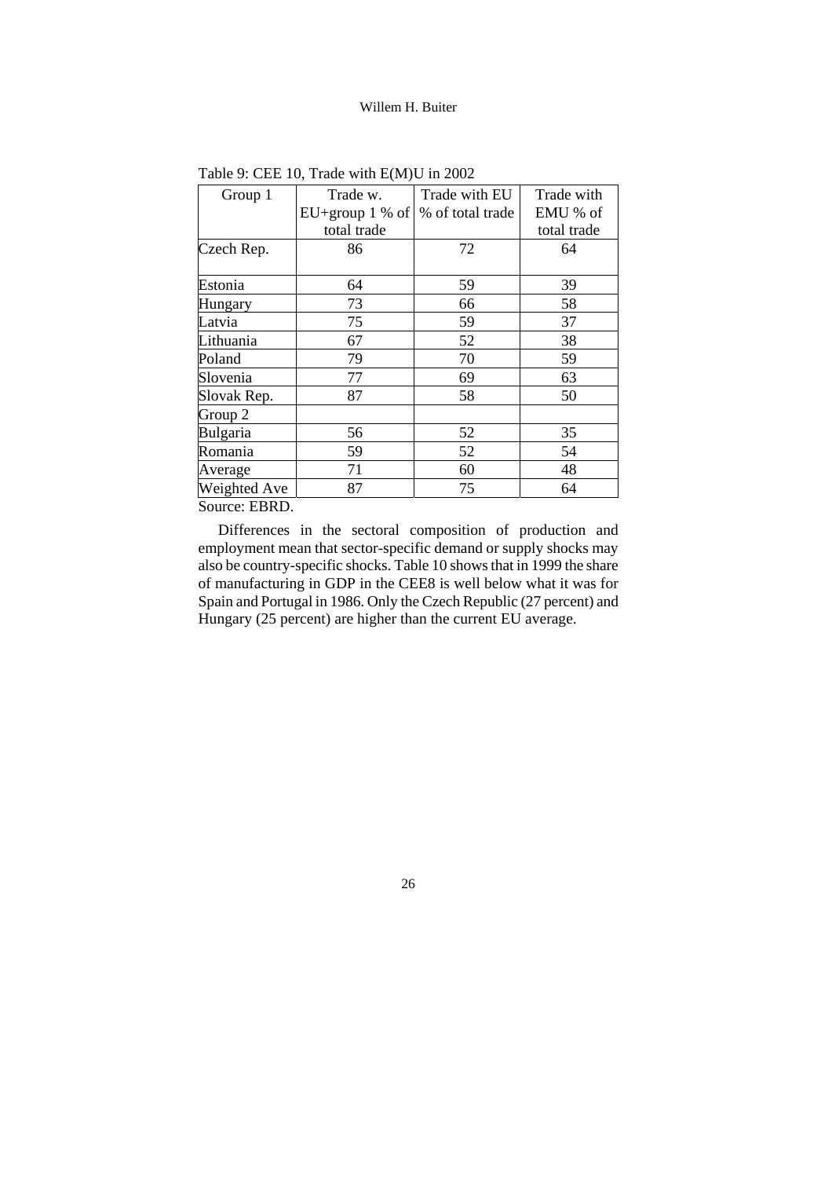Table 9: CEE 10, Trade with E(M)U in 2002

| Group 1 | Trade w. EU+group 1 % of total trade | Trade with EU % of total trade | Trade with EMU % of total trade |
|---|---|---|---|
| Czech Rep. | 86 | 72 | 64 |
| Estonia | 64 | 59 | 39 |
| Hungary | 73 | 66 | 58 |
| Latvia | 75 | 59 | 37 |
| Lithuania | 67 | 52 | 38 |
| Poland | 79 | 70 | 59 |
| Slovenia | 77 | 69 | 63 |
| Slovak Rep. | 87 | 58 | 50 |
| Group 2 | | | |
| Bulgaria | 56 | 52 | 35 |
| Romania | 59 | 52 | 54 |
| Average | 71 | 60 | 48 |
| Weighted Ave | 87 | 75 | 64 |

Source: EBRD.

Differences in the sectoral composition of production and employment mean that sector-specific demand or supply shocks may also be country-specific shocks. Table 10 shows that in 1999 the share of manufacturing in GDP in the CEE8 is well below what it was for Spain and Portugal in 1986. Only the Czech Republic (27 percent) and Hungary (25 percent) are higher than the current EU average.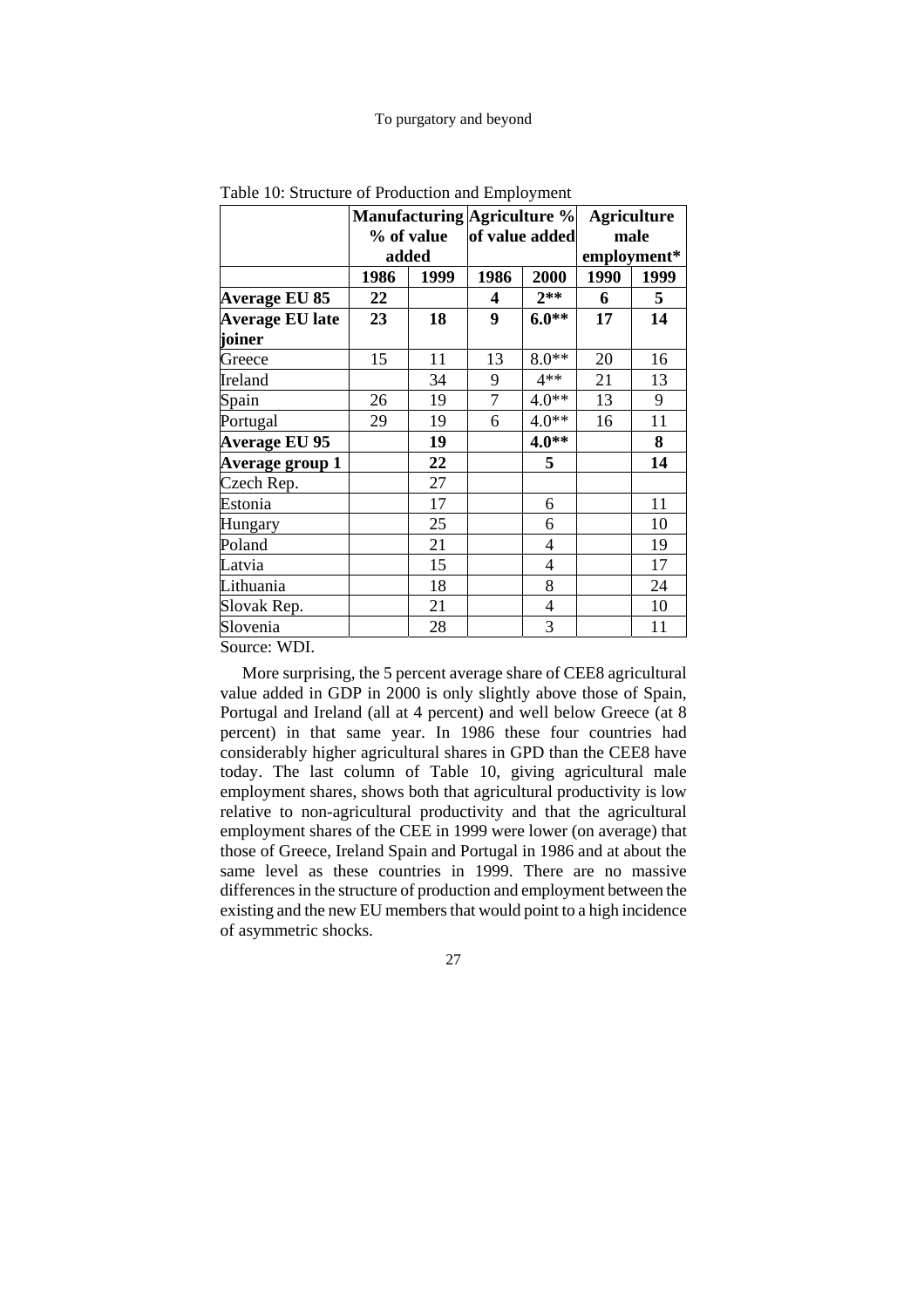Table 10: Structure of Production and Employment

| | Manufacturing % of value added | | Agriculture % of value added | | Agriculture male employment* | |
|---|---|---|---|---|---|---|
| | **1986** | **1999** | **1986** | **2000** | **1990** | **1999** |
| **Average EU 85** | **22** | | **4** | **2**** | **6** | **5** |
| **Average EU late joiner** | **23** | **18** | **9** | **6.0**** | **17** | **14** |
| Greece | 15 | 11 | 13 | 8.0** | 20 | 16 |
| Ireland | | 34 | 9 | 4** | 21 | 13 |
| Spain | 26 | 19 | 7 | 4.0** | 13 | 9 |
| Portugal | 29 | 19 | 6 | 4.0** | 16 | 11 |
| **Average EU 95** | | **19** | | **4.0**** | | **8** |
| **Average group 1** | | **22** | | **5** | | **14** |
| Czech Rep. | | 27 | | | | |
| Estonia | | 17 | | 6 | | 11 |
| Hungary | | 25 | | 6 | | 10 |
| Poland | | 21 | | 4 | | 19 |
| Latvia | | 15 | | 4 | | 17 |
| Lithuania | | 18 | | 8 | | 24 |
| Slovak Rep. | | 21 | | 4 | | 10 |
| Slovenia | | 28 | | 3 | | 11 |

Source: WDI.

More surprising, the 5 percent average share of CEE8 agricultural value added in GDP in 2000 is only slightly above those of Spain, Portugal and Ireland (all at 4 percent) and well below Greece (at 8 percent) in that same year. In 1986 these four countries had considerably higher agricultural shares in GPD than the CEE8 have today. The last column of Table 10, giving agricultural male employment shares, shows both that agricultural productivity is low relative to non-agricultural productivity and that the agricultural employment shares of the CEE in 1999 were lower (on average) that those of Greece, Ireland Spain and Portugal in 1986 and at about the same level as these countries in 1999. There are no massive differences in the structure of production and employment between the existing and the new EU members that would point to a high incidence of asymmetric shocks.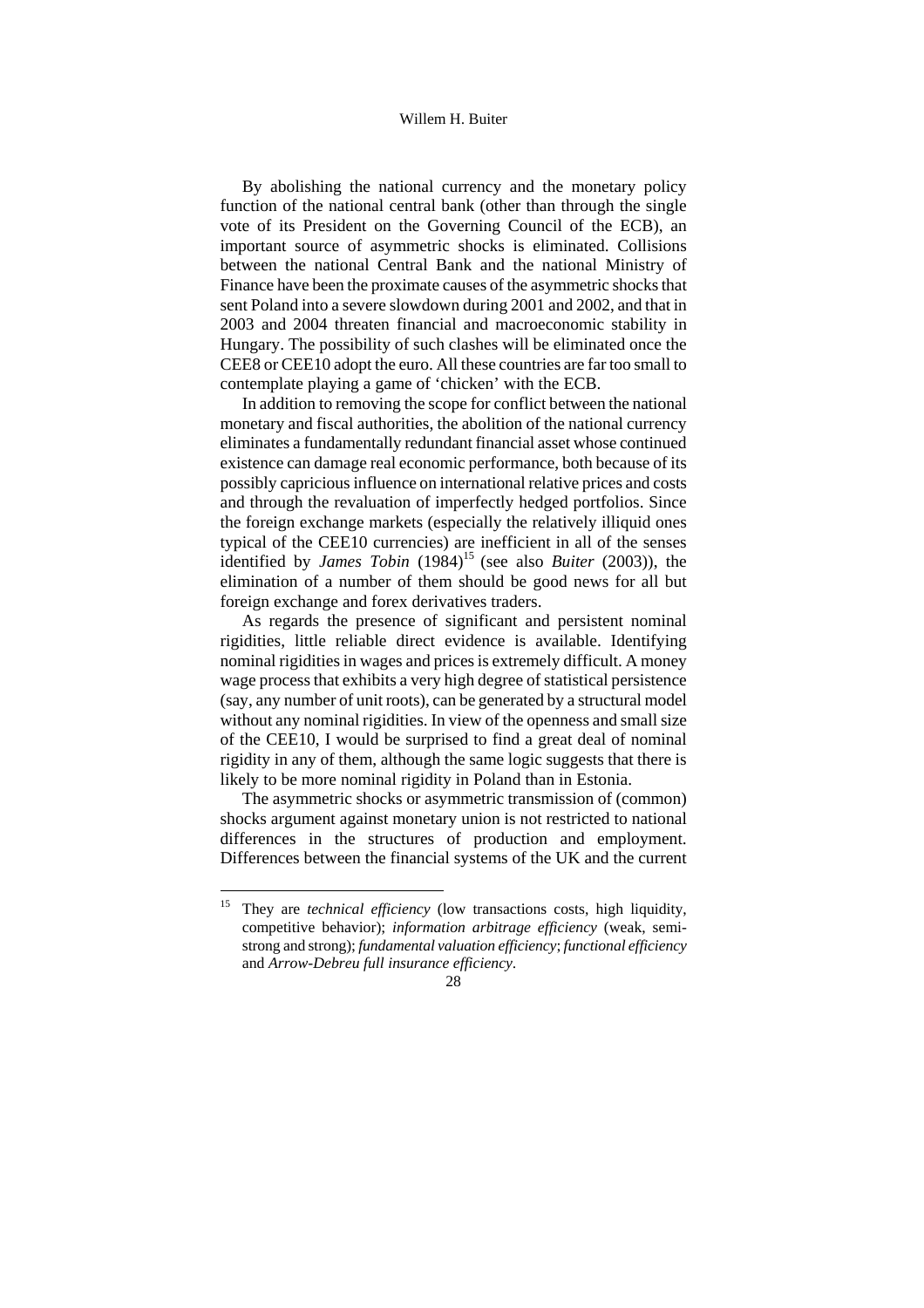By abolishing the national currency and the monetary policy function of the national central bank (other than through the single vote of its President on the Governing Council of the ECB), an important source of asymmetric shocks is eliminated. Collisions between the national Central Bank and the national Ministry of Finance have been the proximate causes of the asymmetric shocks that sent Poland into a severe slowdown during 2001 and 2002, and that in 2003 and 2004 threaten financial and macroeconomic stability in Hungary. The possibility of such clashes will be eliminated once the CEE8 or CEE10 adopt the euro. All these countries are far too small to contemplate playing a game of 'chicken' with the ECB.

In addition to removing the scope for conflict between the national monetary and fiscal authorities, the abolition of the national currency eliminates a fundamentally redundant financial asset whose continued existence can damage real economic performance, both because of its possibly capricious influence on international relative prices and costs and through the revaluation of imperfectly hedged portfolios. Since the foreign exchange markets (especially the relatively illiquid ones typical of the CEE10 currencies) are inefficient in all of the senses identified by *James Tobin* (1984)[15] (see also *Buiter* (2003)), the elimination of a number of them should be good news for all but foreign exchange and forex derivatives traders.

As regards the presence of significant and persistent nominal rigidities, little reliable direct evidence is available. Identifying nominal rigidities in wages and prices is extremely difficult. A money wage process that exhibits a very high degree of statistical persistence (say, any number of unit roots), can be generated by a structural model without any nominal rigidities. In view of the openness and small size of the CEE10, I would be surprised to find a great deal of nominal rigidity in any of them, although the same logic suggests that there is likely to be more nominal rigidity in Poland than in Estonia.

The asymmetric shocks or asymmetric transmission of (common) shocks argument against monetary union is not restricted to national differences in the structures of production and employment. Differences between the financial systems of the UK and the current

---

[15] They are *technical efficiency* (low transactions costs, high liquidity, competitive behavior); *information arbitrage efficiency* (weak, semi-strong and strong); *fundamental valuation efficiency*; *functional efficiency* and *Arrow-Debreu full insurance efficiency*.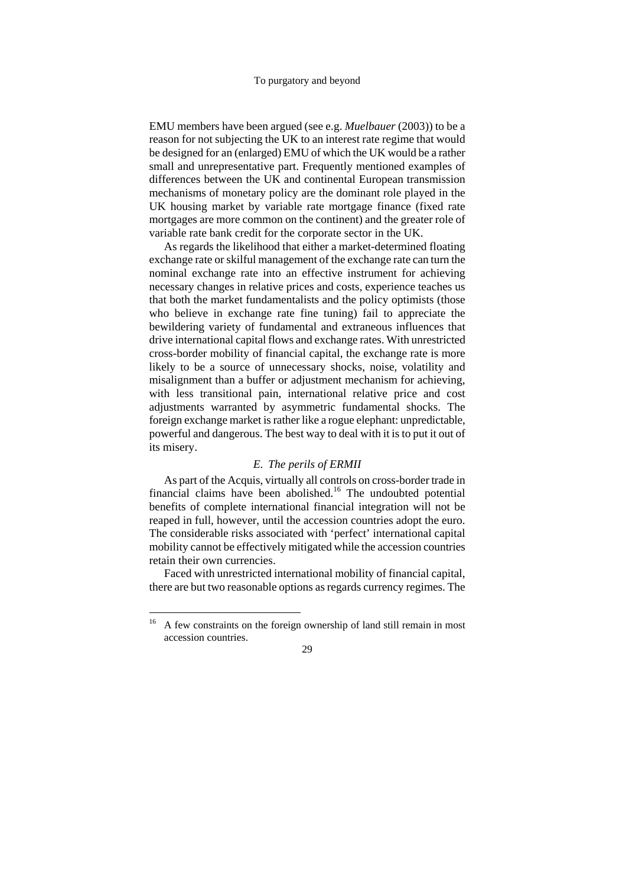EMU members have been argued (see e.g. *Muelbauer* (2003)) to be a reason for not subjecting the UK to an interest rate regime that would be designed for an (enlarged) EMU of which the UK would be a rather small and unrepresentative part. Frequently mentioned examples of differences between the UK and continental European transmission mechanisms of monetary policy are the dominant role played in the UK housing market by variable rate mortgage finance (fixed rate mortgages are more common on the continent) and the greater role of variable rate bank credit for the corporate sector in the UK.

As regards the likelihood that either a market-determined floating exchange rate or skilful management of the exchange rate can turn the nominal exchange rate into an effective instrument for achieving necessary changes in relative prices and costs, experience teaches us that both the market fundamentalists and the policy optimists (those who believe in exchange rate fine tuning) fail to appreciate the bewildering variety of fundamental and extraneous influences that drive international capital flows and exchange rates. With unrestricted cross-border mobility of financial capital, the exchange rate is more likely to be a source of unnecessary shocks, noise, volatility and misalignment than a buffer or adjustment mechanism for achieving, with less transitional pain, international relative price and cost adjustments warranted by asymmetric fundamental shocks. The foreign exchange market is rather like a rogue elephant: unpredictable, powerful and dangerous. The best way to deal with it is to put it out of its misery.

### *E. The perils of ERMII*

As part of the Acquis, virtually all controls on cross-border trade in financial claims have been abolished.[16] The undoubted potential benefits of complete international financial integration will not be reaped in full, however, until the accession countries adopt the euro. The considerable risks associated with 'perfect' international capital mobility cannot be effectively mitigated while the accession countries retain their own currencies.

Faced with unrestricted international mobility of financial capital, there are but two reasonable options as regards currency regimes. The

[16] A few constraints on the foreign ownership of land still remain in most accession countries.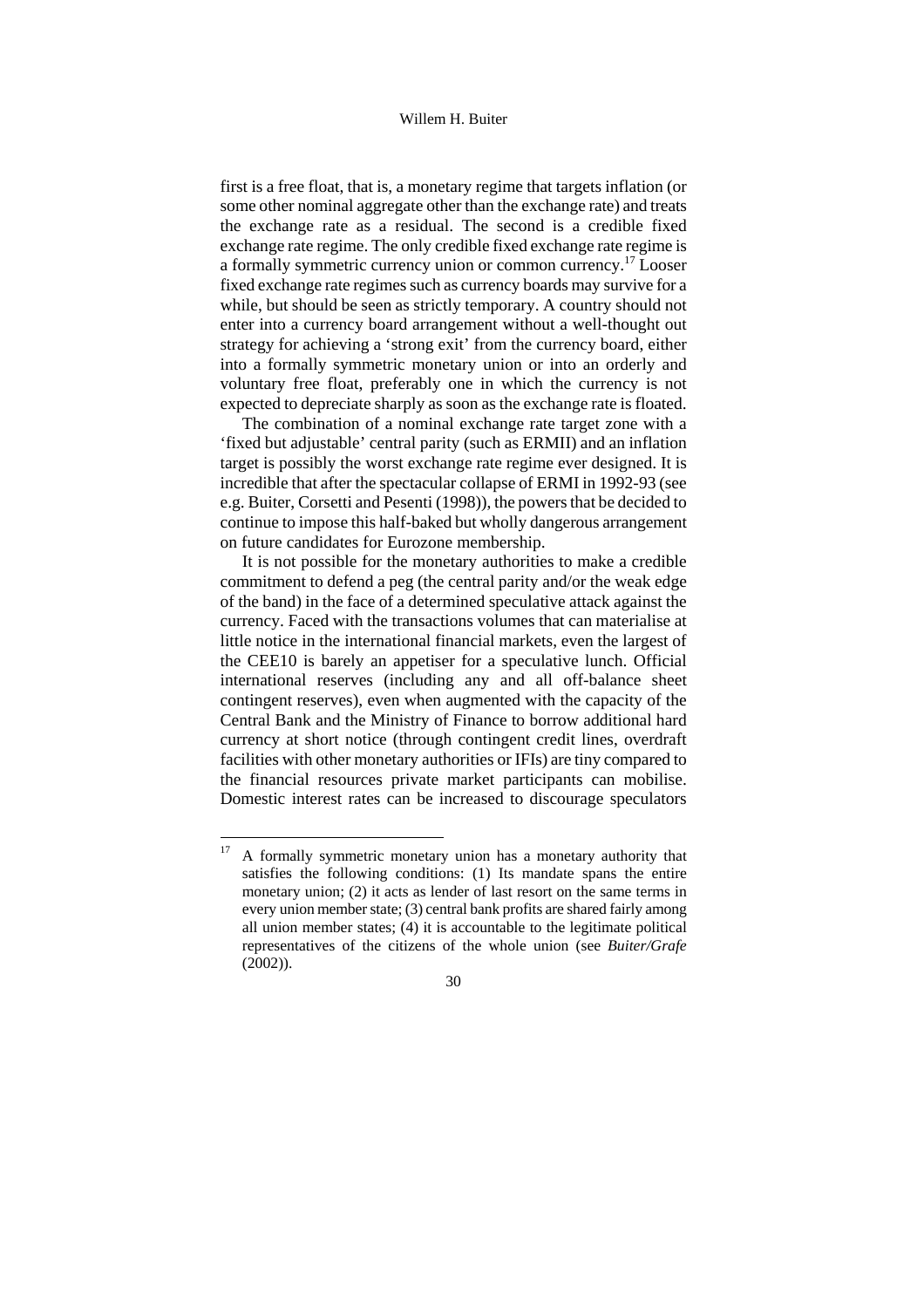first is a free float, that is, a monetary regime that targets inflation (or some other nominal aggregate other than the exchange rate) and treats the exchange rate as a residual. The second is a credible fixed exchange rate regime. The only credible fixed exchange rate regime is a formally symmetric currency union or common currency.[17] Looser fixed exchange rate regimes such as currency boards may survive for a while, but should be seen as strictly temporary. A country should not enter into a currency board arrangement without a well-thought out strategy for achieving a 'strong exit' from the currency board, either into a formally symmetric monetary union or into an orderly and voluntary free float, preferably one in which the currency is not expected to depreciate sharply as soon as the exchange rate is floated.

The combination of a nominal exchange rate target zone with a 'fixed but adjustable' central parity (such as ERMII) and an inflation target is possibly the worst exchange rate regime ever designed. It is incredible that after the spectacular collapse of ERMI in 1992-93 (see e.g. Buiter, Corsetti and Pesenti (1998)), the powers that be decided to continue to impose this half-baked but wholly dangerous arrangement on future candidates for Eurozone membership.

It is not possible for the monetary authorities to make a credible commitment to defend a peg (the central parity and/or the weak edge of the band) in the face of a determined speculative attack against the currency. Faced with the transactions volumes that can materialise at little notice in the international financial markets, even the largest of the CEE10 is barely an appetiser for a speculative lunch. Official international reserves (including any and all off-balance sheet contingent reserves), even when augmented with the capacity of the Central Bank and the Ministry of Finance to borrow additional hard currency at short notice (through contingent credit lines, overdraft facilities with other monetary authorities or IFIs) are tiny compared to the financial resources private market participants can mobilise. Domestic interest rates can be increased to discourage speculators

---

[17] A formally symmetric monetary union has a monetary authority that satisfies the following conditions: (1) Its mandate spans the entire monetary union; (2) it acts as lender of last resort on the same terms in every union member state; (3) central bank profits are shared fairly among all union member states; (4) it is accountable to the legitimate political representatives of the citizens of the whole union (see *Buiter/Grafe* (2002)).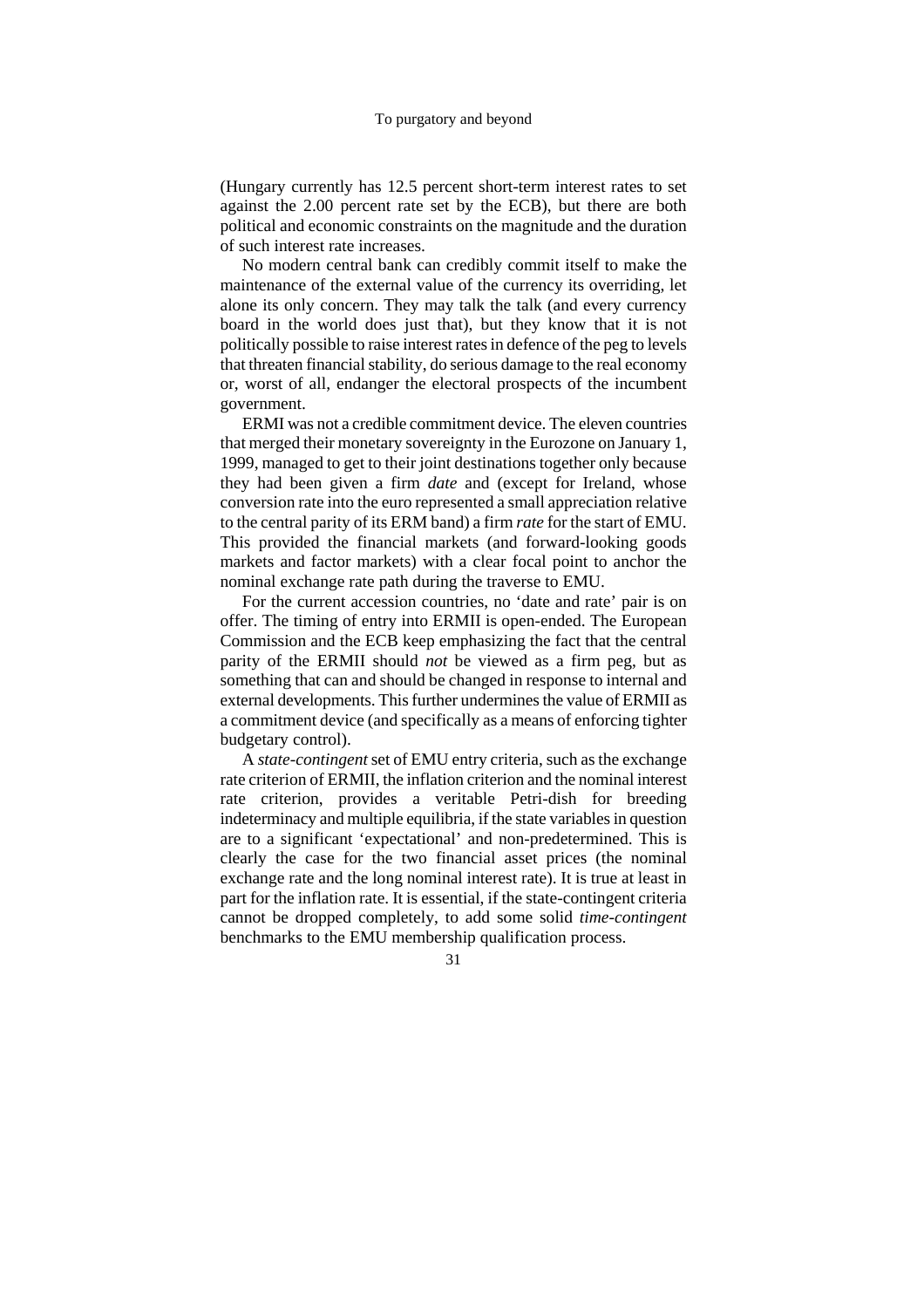(Hungary currently has 12.5 percent short-term interest rates to set against the 2.00 percent rate set by the ECB), but there are both political and economic constraints on the magnitude and the duration of such interest rate increases.

No modern central bank can credibly commit itself to make the maintenance of the external value of the currency its overriding, let alone its only concern. They may talk the talk (and every currency board in the world does just that), but they know that it is not politically possible to raise interest rates in defence of the peg to levels that threaten financial stability, do serious damage to the real economy or, worst of all, endanger the electoral prospects of the incumbent government.

ERMI was not a credible commitment device. The eleven countries that merged their monetary sovereignty in the Eurozone on January 1, 1999, managed to get to their joint destinations together only because they had been given a firm *date* and (except for Ireland, whose conversion rate into the euro represented a small appreciation relative to the central parity of its ERM band) a firm *rate* for the start of EMU. This provided the financial markets (and forward-looking goods markets and factor markets) with a clear focal point to anchor the nominal exchange rate path during the traverse to EMU.

For the current accession countries, no 'date and rate' pair is on offer. The timing of entry into ERMII is open-ended. The European Commission and the ECB keep emphasizing the fact that the central parity of the ERMII should *not* be viewed as a firm peg, but as something that can and should be changed in response to internal and external developments. This further undermines the value of ERMII as a commitment device (and specifically as a means of enforcing tighter budgetary control).

A *state-contingent* set of EMU entry criteria, such as the exchange rate criterion of ERMII, the inflation criterion and the nominal interest rate criterion, provides a veritable Petri-dish for breeding indeterminacy and multiple equilibria, if the state variables in question are to a significant 'expectational' and non-predetermined. This is clearly the case for the two financial asset prices (the nominal exchange rate and the long nominal interest rate). It is true at least in part for the inflation rate. It is essential, if the state-contingent criteria cannot be dropped completely, to add some solid *time-contingent* benchmarks to the EMU membership qualification process.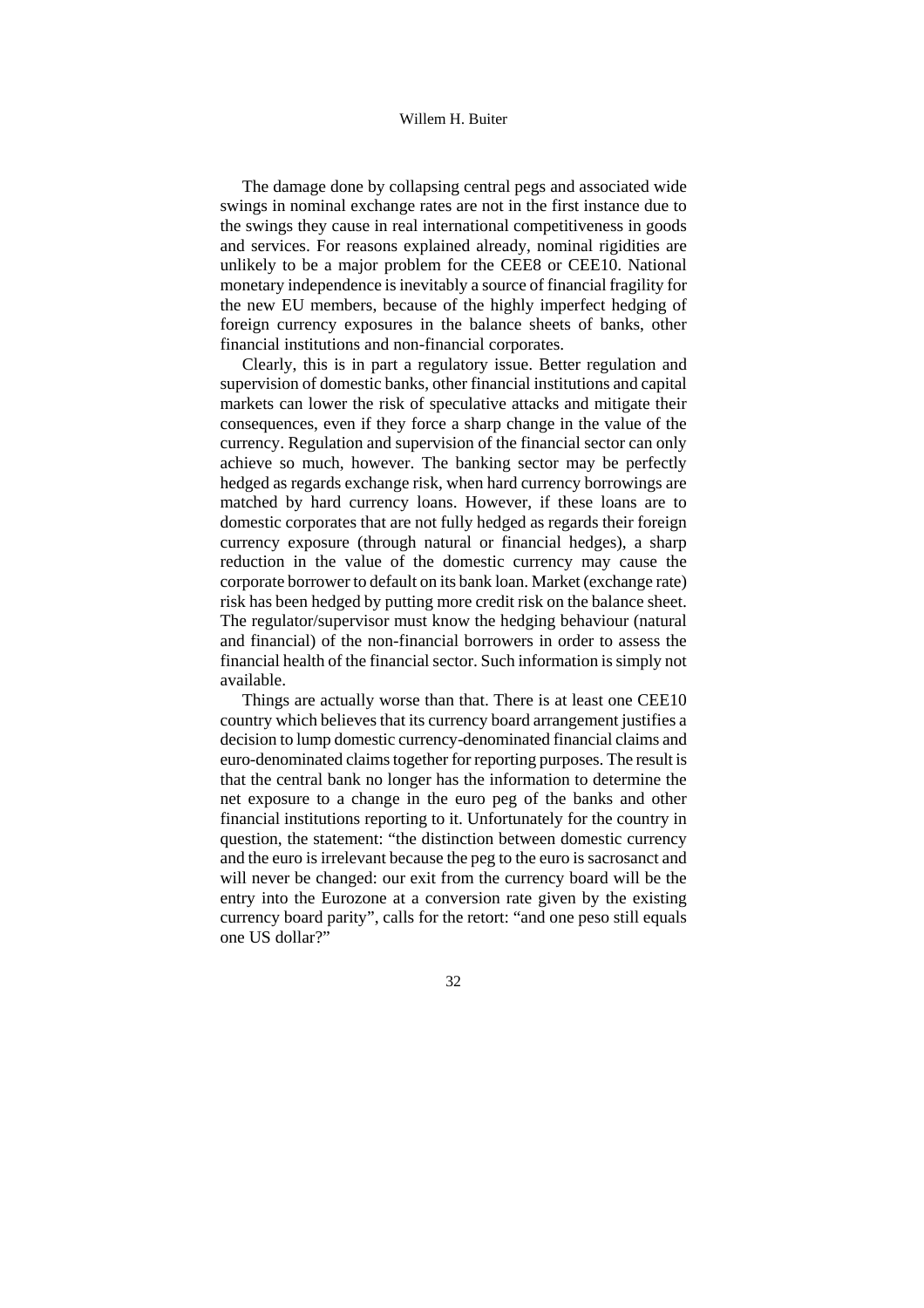The damage done by collapsing central pegs and associated wide swings in nominal exchange rates are not in the first instance due to the swings they cause in real international competitiveness in goods and services. For reasons explained already, nominal rigidities are unlikely to be a major problem for the CEE8 or CEE10. National monetary independence is inevitably a source of financial fragility for the new EU members, because of the highly imperfect hedging of foreign currency exposures in the balance sheets of banks, other financial institutions and non-financial corporates.

Clearly, this is in part a regulatory issue. Better regulation and supervision of domestic banks, other financial institutions and capital markets can lower the risk of speculative attacks and mitigate their consequences, even if they force a sharp change in the value of the currency. Regulation and supervision of the financial sector can only achieve so much, however. The banking sector may be perfectly hedged as regards exchange risk, when hard currency borrowings are matched by hard currency loans. However, if these loans are to domestic corporates that are not fully hedged as regards their foreign currency exposure (through natural or financial hedges), a sharp reduction in the value of the domestic currency may cause the corporate borrower to default on its bank loan. Market (exchange rate) risk has been hedged by putting more credit risk on the balance sheet. The regulator/supervisor must know the hedging behaviour (natural and financial) of the non-financial borrowers in order to assess the financial health of the financial sector. Such information is simply not available.

Things are actually worse than that. There is at least one CEE10 country which believes that its currency board arrangement justifies a decision to lump domestic currency-denominated financial claims and euro-denominated claims together for reporting purposes. The result is that the central bank no longer has the information to determine the net exposure to a change in the euro peg of the banks and other financial institutions reporting to it. Unfortunately for the country in question, the statement: "the distinction between domestic currency and the euro is irrelevant because the peg to the euro is sacrosanct and will never be changed: our exit from the currency board will be the entry into the Eurozone at a conversion rate given by the existing currency board parity", calls for the retort: "and one peso still equals one US dollar?"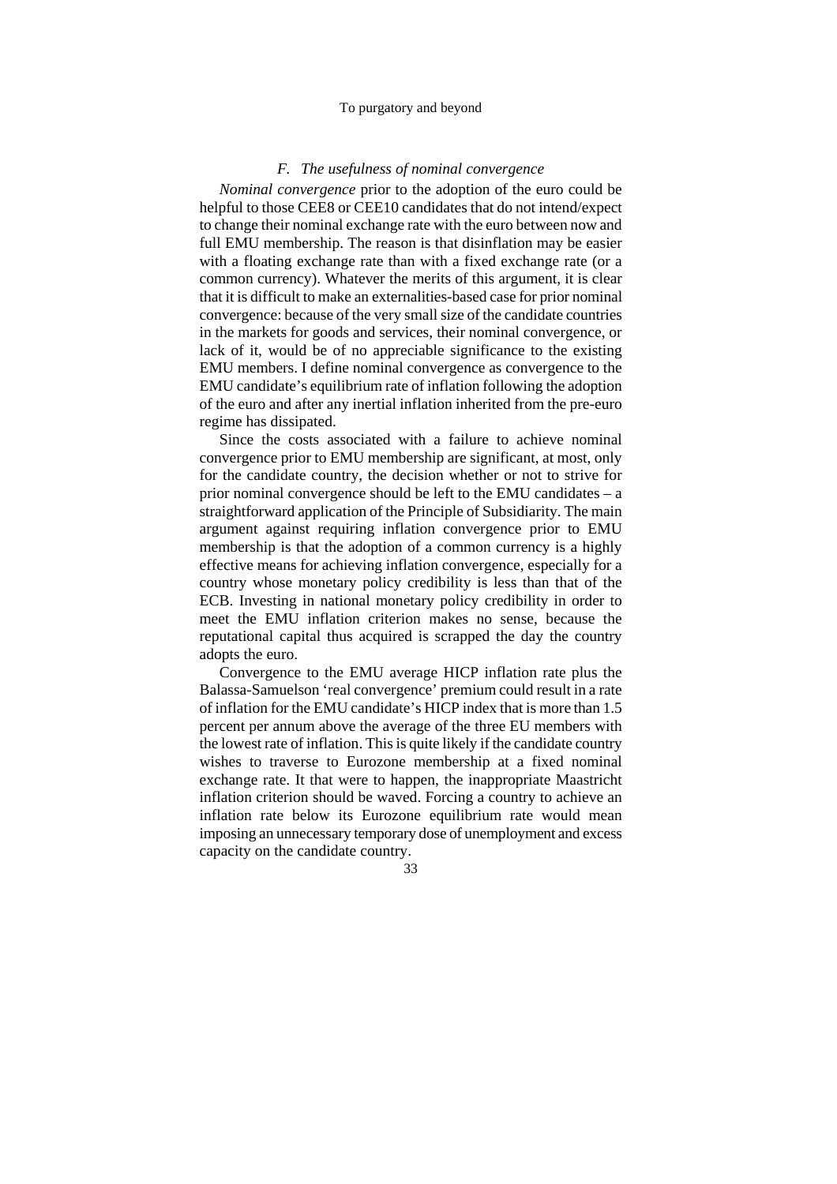### *F. The usefulness of nominal convergence*

*Nominal convergence* prior to the adoption of the euro could be helpful to those CEE8 or CEE10 candidates that do not intend/expect to change their nominal exchange rate with the euro between now and full EMU membership. The reason is that disinflation may be easier with a floating exchange rate than with a fixed exchange rate (or a common currency). Whatever the merits of this argument, it is clear that it is difficult to make an externalities-based case for prior nominal convergence: because of the very small size of the candidate countries in the markets for goods and services, their nominal convergence, or lack of it, would be of no appreciable significance to the existing EMU members. I define nominal convergence as convergence to the EMU candidate's equilibrium rate of inflation following the adoption of the euro and after any inertial inflation inherited from the pre-euro regime has dissipated.

Since the costs associated with a failure to achieve nominal convergence prior to EMU membership are significant, at most, only for the candidate country, the decision whether or not to strive for prior nominal convergence should be left to the EMU candidates – a straightforward application of the Principle of Subsidiarity. The main argument against requiring inflation convergence prior to EMU membership is that the adoption of a common currency is a highly effective means for achieving inflation convergence, especially for a country whose monetary policy credibility is less than that of the ECB. Investing in national monetary policy credibility in order to meet the EMU inflation criterion makes no sense, because the reputational capital thus acquired is scrapped the day the country adopts the euro.

Convergence to the EMU average HICP inflation rate plus the Balassa-Samuelson 'real convergence' premium could result in a rate of inflation for the EMU candidate's HICP index that is more than 1.5 percent per annum above the average of the three EU members with the lowest rate of inflation. This is quite likely if the candidate country wishes to traverse to Eurozone membership at a fixed nominal exchange rate. It that were to happen, the inappropriate Maastricht inflation criterion should be waved. Forcing a country to achieve an inflation rate below its Eurozone equilibrium rate would mean imposing an unnecessary temporary dose of unemployment and excess capacity on the candidate country.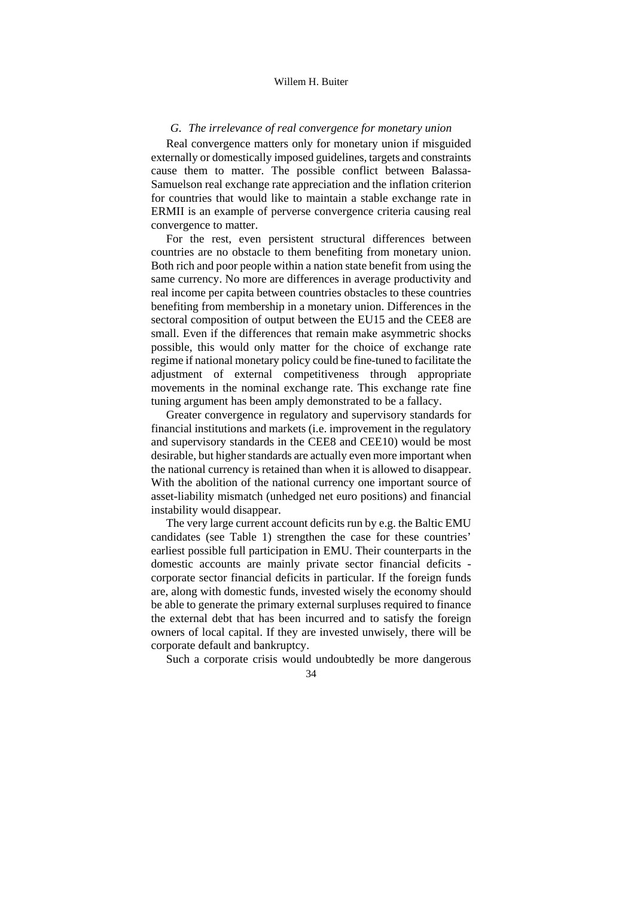### *G. The irrelevance of real convergence for monetary union*

Real convergence matters only for monetary union if misguided externally or domestically imposed guidelines, targets and constraints cause them to matter. The possible conflict between Balassa-Samuelson real exchange rate appreciation and the inflation criterion for countries that would like to maintain a stable exchange rate in ERMII is an example of perverse convergence criteria causing real convergence to matter.

For the rest, even persistent structural differences between countries are no obstacle to them benefiting from monetary union. Both rich and poor people within a nation state benefit from using the same currency. No more are differences in average productivity and real income per capita between countries obstacles to these countries benefiting from membership in a monetary union. Differences in the sectoral composition of output between the EU15 and the CEE8 are small. Even if the differences that remain make asymmetric shocks possible, this would only matter for the choice of exchange rate regime if national monetary policy could be fine-tuned to facilitate the adjustment of external competitiveness through appropriate movements in the nominal exchange rate. This exchange rate fine tuning argument has been amply demonstrated to be a fallacy.

Greater convergence in regulatory and supervisory standards for financial institutions and markets (i.e. improvement in the regulatory and supervisory standards in the CEE8 and CEE10) would be most desirable, but higher standards are actually even more important when the national currency is retained than when it is allowed to disappear. With the abolition of the national currency one important source of asset-liability mismatch (unhedged net euro positions) and financial instability would disappear.

The very large current account deficits run by e.g. the Baltic EMU candidates (see Table 1) strengthen the case for these countries' earliest possible full participation in EMU. Their counterparts in the domestic accounts are mainly private sector financial deficits - corporate sector financial deficits in particular. If the foreign funds are, along with domestic funds, invested wisely the economy should be able to generate the primary external surpluses required to finance the external debt that has been incurred and to satisfy the foreign owners of local capital. If they are invested unwisely, there will be corporate default and bankruptcy.

Such a corporate crisis would undoubtedly be more dangerous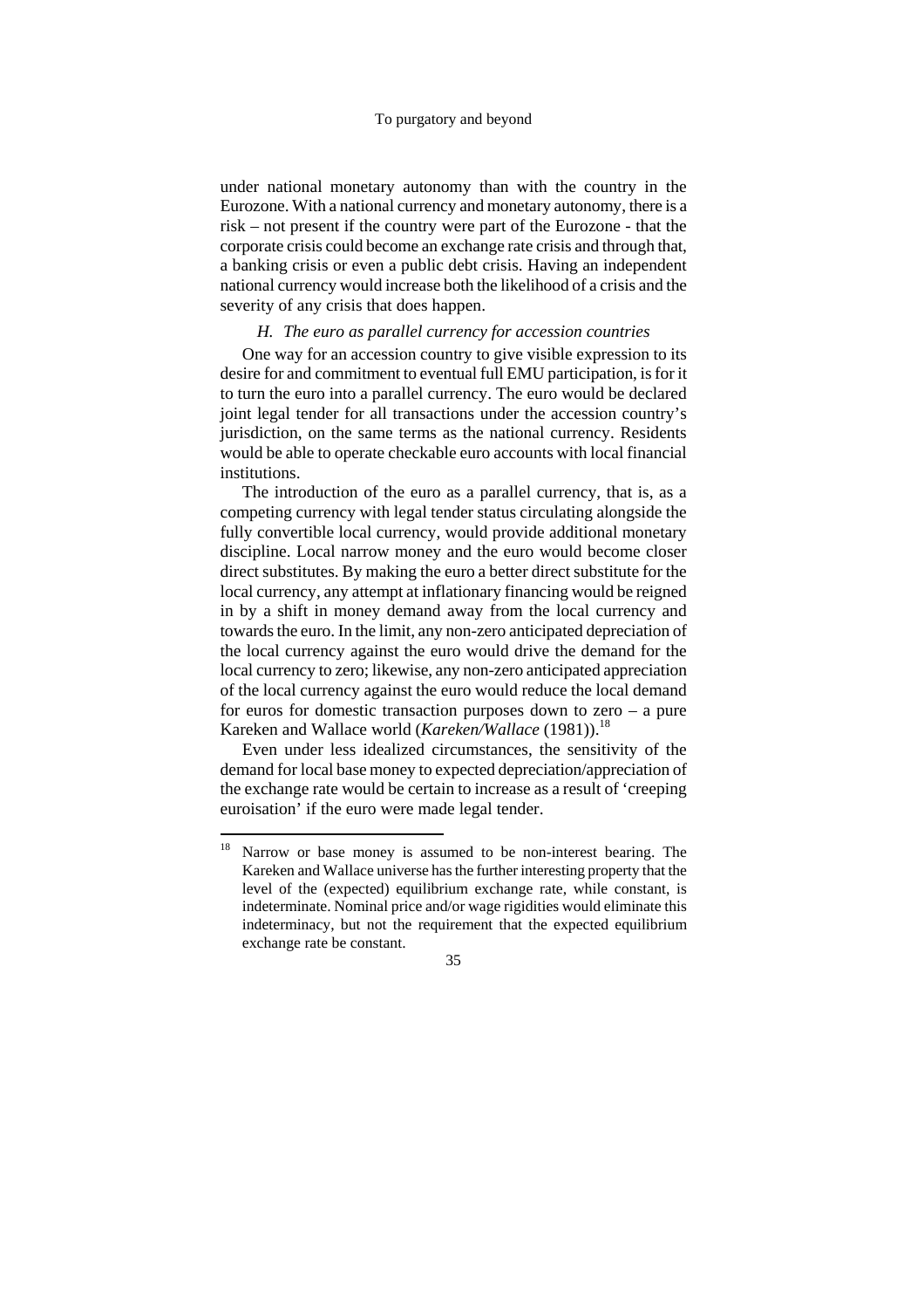under national monetary autonomy than with the country in the Eurozone. With a national currency and monetary autonomy, there is a risk – not present if the country were part of the Eurozone - that the corporate crisis could become an exchange rate crisis and through that, a banking crisis or even a public debt crisis. Having an independent national currency would increase both the likelihood of a crisis and the severity of any crisis that does happen.

### *H. The euro as parallel currency for accession countries*

One way for an accession country to give visible expression to its desire for and commitment to eventual full EMU participation, is for it to turn the euro into a parallel currency. The euro would be declared joint legal tender for all transactions under the accession country's jurisdiction, on the same terms as the national currency. Residents would be able to operate checkable euro accounts with local financial institutions.

The introduction of the euro as a parallel currency, that is, as a competing currency with legal tender status circulating alongside the fully convertible local currency, would provide additional monetary discipline. Local narrow money and the euro would become closer direct substitutes. By making the euro a better direct substitute for the local currency, any attempt at inflationary financing would be reigned in by a shift in money demand away from the local currency and towards the euro. In the limit, any non-zero anticipated depreciation of the local currency against the euro would drive the demand for the local currency to zero; likewise, any non-zero anticipated appreciation of the local currency against the euro would reduce the local demand for euros for domestic transaction purposes down to zero – a pure Kareken and Wallace world (*Kareken/Wallace* (1981)).[18]

Even under less idealized circumstances, the sensitivity of the demand for local base money to expected depreciation/appreciation of the exchange rate would be certain to increase as a result of 'creeping euroisation' if the euro were made legal tender.

---

[18] Narrow or base money is assumed to be non-interest bearing. The Kareken and Wallace universe has the further interesting property that the level of the (expected) equilibrium exchange rate, while constant, is indeterminate. Nominal price and/or wage rigidities would eliminate this indeterminacy, but not the requirement that the expected equilibrium exchange rate be constant.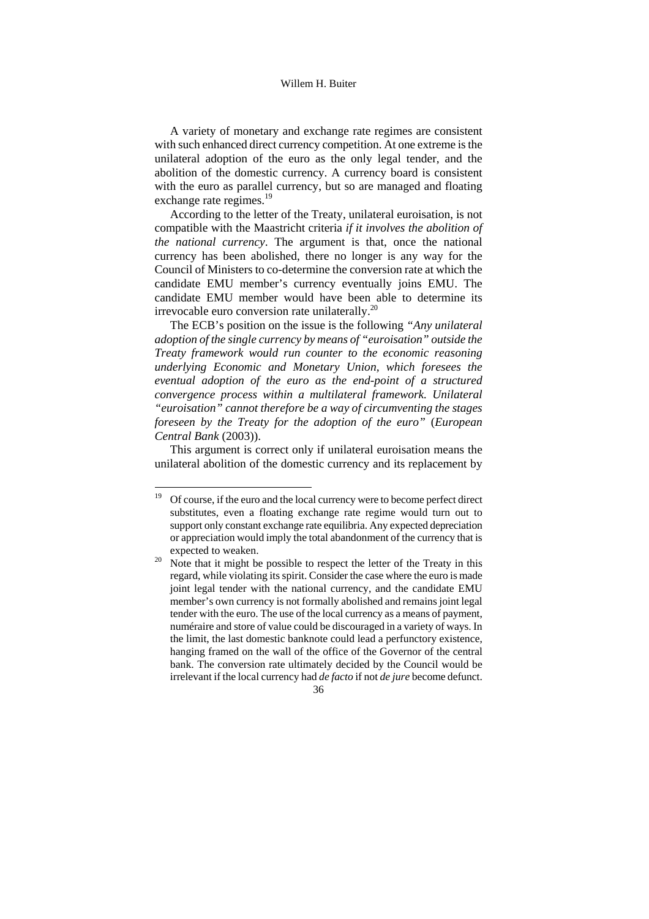A variety of monetary and exchange rate regimes are consistent with such enhanced direct currency competition. At one extreme is the unilateral adoption of the euro as the only legal tender, and the abolition of the domestic currency. A currency board is consistent with the euro as parallel currency, but so are managed and floating exchange rate regimes.[19]

According to the letter of the Treaty, unilateral euroisation, is not compatible with the Maastricht criteria *if it involves the abolition of the national currency*. The argument is that, once the national currency has been abolished, there no longer is any way for the Council of Ministers to co-determine the conversion rate at which the candidate EMU member's currency eventually joins EMU. The candidate EMU member would have been able to determine its irrevocable euro conversion rate unilaterally.[20]

The ECB's position on the issue is the following *"Any unilateral adoption of the single currency by means of "euroisation" outside the Treaty framework would run counter to the economic reasoning underlying Economic and Monetary Union, which foresees the eventual adoption of the euro as the end-point of a structured convergence process within a multilateral framework. Unilateral "euroisation" cannot therefore be a way of circumventing the stages foreseen by the Treaty for the adoption of the euro"* (*European Central Bank* (2003)).

This argument is correct only if unilateral euroisation means the unilateral abolition of the domestic currency and its replacement by

---

[19] Of course, if the euro and the local currency were to become perfect direct substitutes, even a floating exchange rate regime would turn out to support only constant exchange rate equilibria. Any expected depreciation or appreciation would imply the total abandonment of the currency that is expected to weaken.

[20] Note that it might be possible to respect the letter of the Treaty in this regard, while violating its spirit. Consider the case where the euro is made joint legal tender with the national currency, and the candidate EMU member's own currency is not formally abolished and remains joint legal tender with the euro. The use of the local currency as a means of payment, numéraire and store of value could be discouraged in a variety of ways. In the limit, the last domestic banknote could lead a perfunctory existence, hanging framed on the wall of the office of the Governor of the central bank. The conversion rate ultimately decided by the Council would be irrelevant if the local currency had *de facto* if not *de jure* become defunct.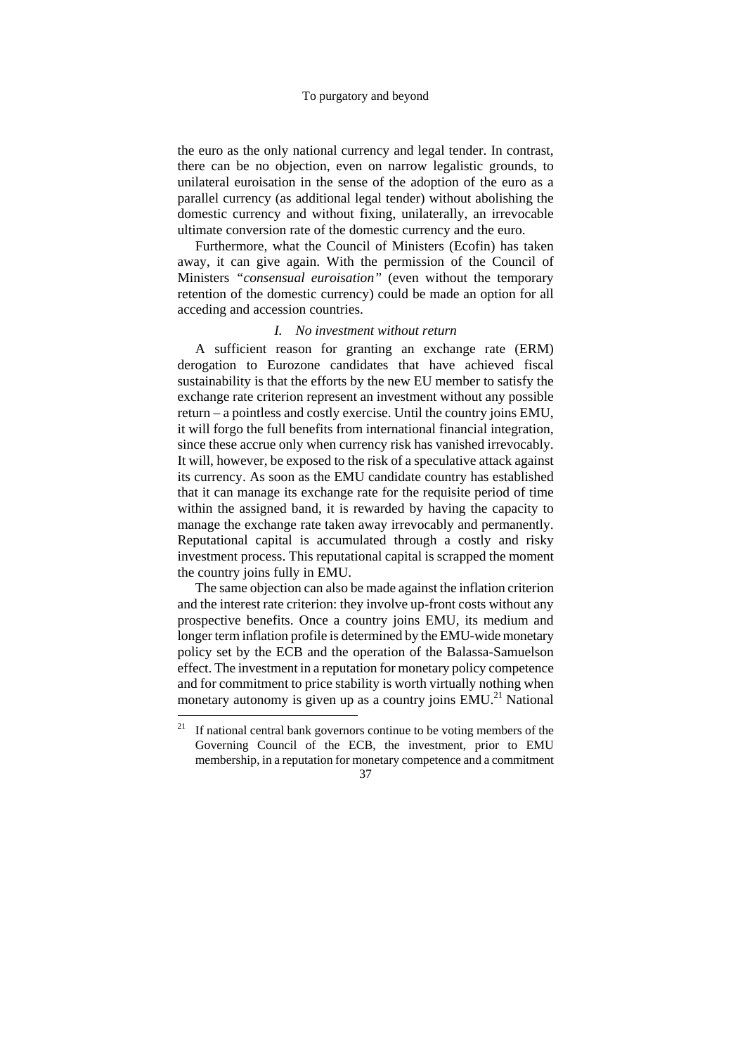the euro as the only national currency and legal tender. In contrast, there can be no objection, even on narrow legalistic grounds, to unilateral euroisation in the sense of the adoption of the euro as a parallel currency (as additional legal tender) without abolishing the domestic currency and without fixing, unilaterally, an irrevocable ultimate conversion rate of the domestic currency and the euro.

Furthermore, what the Council of Ministers (Ecofin) has taken away, it can give again. With the permission of the Council of Ministers *"consensual euroisation"* (even without the temporary retention of the domestic currency) could be made an option for all acceding and accession countries.

### *I. No investment without return*

A sufficient reason for granting an exchange rate (ERM) derogation to Eurozone candidates that have achieved fiscal sustainability is that the efforts by the new EU member to satisfy the exchange rate criterion represent an investment without any possible return – a pointless and costly exercise. Until the country joins EMU, it will forgo the full benefits from international financial integration, since these accrue only when currency risk has vanished irrevocably. It will, however, be exposed to the risk of a speculative attack against its currency. As soon as the EMU candidate country has established that it can manage its exchange rate for the requisite period of time within the assigned band, it is rewarded by having the capacity to manage the exchange rate taken away irrevocably and permanently. Reputational capital is accumulated through a costly and risky investment process. This reputational capital is scrapped the moment the country joins fully in EMU.

The same objection can also be made against the inflation criterion and the interest rate criterion: they involve up-front costs without any prospective benefits. Once a country joins EMU, its medium and longer term inflation profile is determined by the EMU-wide monetary policy set by the ECB and the operation of the Balassa-Samuelson effect. The investment in a reputation for monetary policy competence and for commitment to price stability is worth virtually nothing when monetary autonomy is given up as a country joins EMU.[21] National

---

[21] If national central bank governors continue to be voting members of the Governing Council of the ECB, the investment, prior to EMU membership, in a reputation for monetary competence and a commitment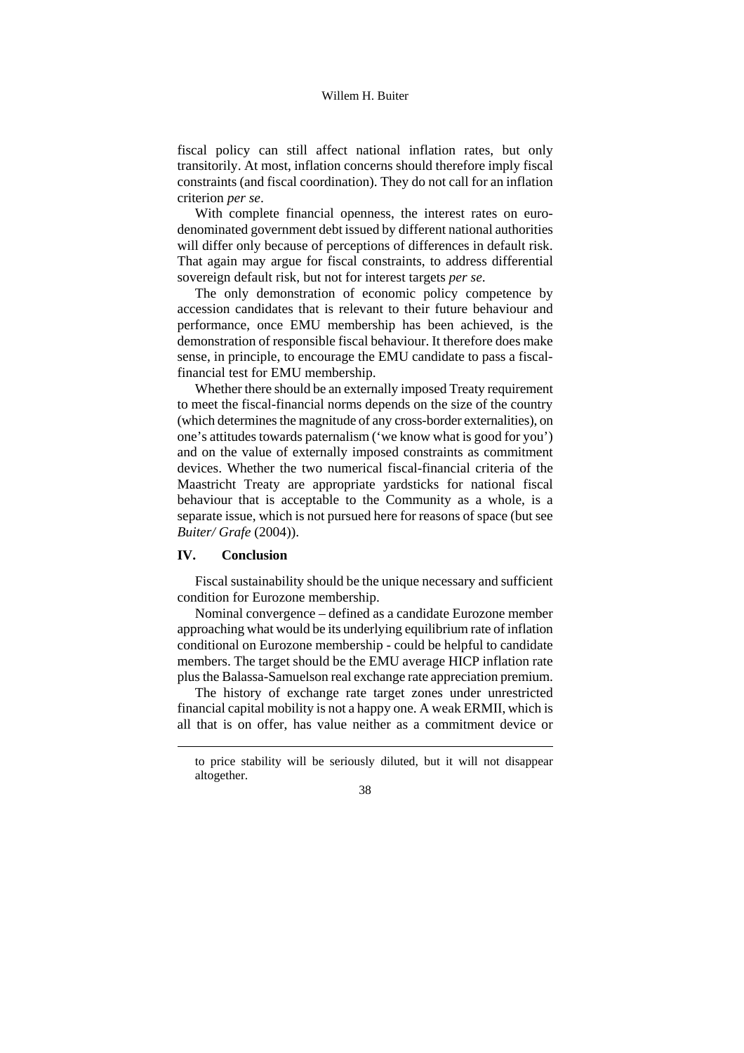fiscal policy can still affect national inflation rates, but only transitorily. At most, inflation concerns should therefore imply fiscal constraints (and fiscal coordination). They do not call for an inflation criterion *per se*.

With complete financial openness, the interest rates on euro-denominated government debt issued by different national authorities will differ only because of perceptions of differences in default risk. That again may argue for fiscal constraints, to address differential sovereign default risk, but not for interest targets *per se*.

The only demonstration of economic policy competence by accession candidates that is relevant to their future behaviour and performance, once EMU membership has been achieved, is the demonstration of responsible fiscal behaviour. It therefore does make sense, in principle, to encourage the EMU candidate to pass a fiscal-financial test for EMU membership.

Whether there should be an externally imposed Treaty requirement to meet the fiscal-financial norms depends on the size of the country (which determines the magnitude of any cross-border externalities), on one's attitudes towards paternalism ('we know what is good for you') and on the value of externally imposed constraints as commitment devices. Whether the two numerical fiscal-financial criteria of the Maastricht Treaty are appropriate yardsticks for national fiscal behaviour that is acceptable to the Community as a whole, is a separate issue, which is not pursued here for reasons of space (but see *Buiter/ Grafe* (2004)).

## IV. Conclusion

Fiscal sustainability should be the unique necessary and sufficient condition for Eurozone membership.

Nominal convergence – defined as a candidate Eurozone member approaching what would be its underlying equilibrium rate of inflation conditional on Eurozone membership - could be helpful to candidate members. The target should be the EMU average HICP inflation rate plus the Balassa-Samuelson real exchange rate appreciation premium.

The history of exchange rate target zones under unrestricted financial capital mobility is not a happy one. A weak ERMII, which is all that is on offer, has value neither as a commitment device or

---

to price stability will be seriously diluted, but it will not disappear altogether.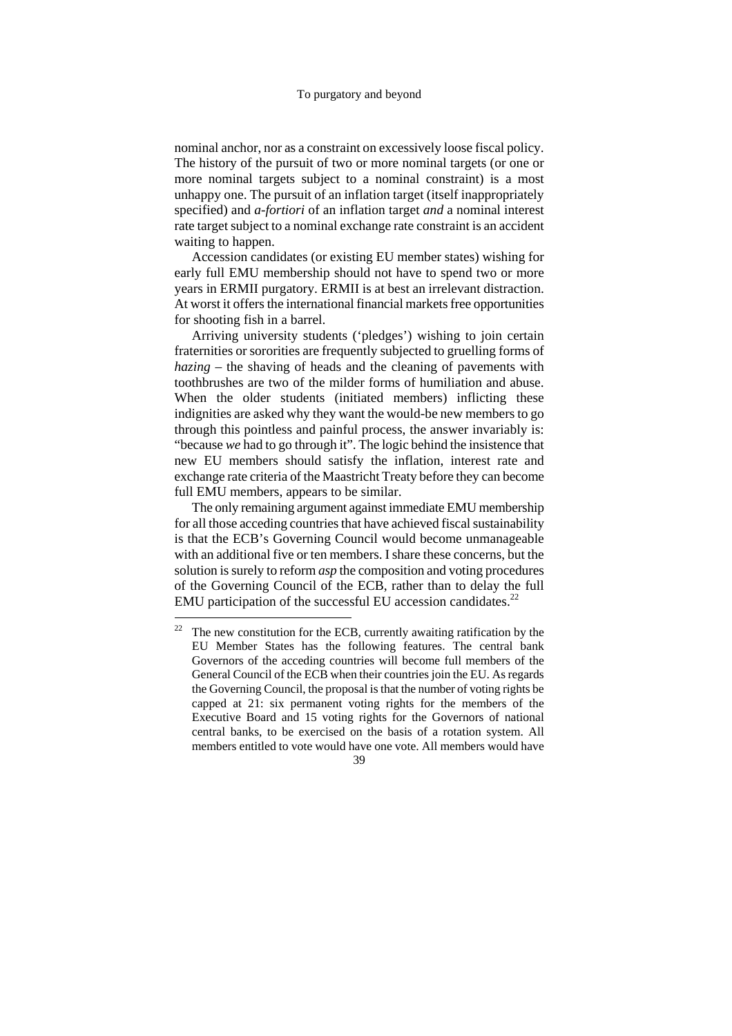nominal anchor, nor as a constraint on excessively loose fiscal policy. The history of the pursuit of two or more nominal targets (or one or more nominal targets subject to a nominal constraint) is a most unhappy one. The pursuit of an inflation target (itself inappropriately specified) and *a-fortiori* of an inflation target *and* a nominal interest rate target subject to a nominal exchange rate constraint is an accident waiting to happen.

Accession candidates (or existing EU member states) wishing for early full EMU membership should not have to spend two or more years in ERMII purgatory. ERMII is at best an irrelevant distraction. At worst it offers the international financial markets free opportunities for shooting fish in a barrel.

Arriving university students ('pledges') wishing to join certain fraternities or sororities are frequently subjected to gruelling forms of *hazing* – the shaving of heads and the cleaning of pavements with toothbrushes are two of the milder forms of humiliation and abuse. When the older students (initiated members) inflicting these indignities are asked why they want the would-be new members to go through this pointless and painful process, the answer invariably is: "because *we* had to go through it". The logic behind the insistence that new EU members should satisfy the inflation, interest rate and exchange rate criteria of the Maastricht Treaty before they can become full EMU members, appears to be similar.

The only remaining argument against immediate EMU membership for all those acceding countries that have achieved fiscal sustainability is that the ECB's Governing Council would become unmanageable with an additional five or ten members. I share these concerns, but the solution is surely to reform *asp* the composition and voting procedures of the Governing Council of the ECB, rather than to delay the full EMU participation of the successful EU accession candidates.[22]

[22] The new constitution for the ECB, currently awaiting ratification by the EU Member States has the following features. The central bank Governors of the acceding countries will become full members of the General Council of the ECB when their countries join the EU. As regards the Governing Council, the proposal is that the number of voting rights be capped at 21: six permanent voting rights for the members of the Executive Board and 15 voting rights for the Governors of national central banks, to be exercised on the basis of a rotation system. All members entitled to vote would have one vote. All members would have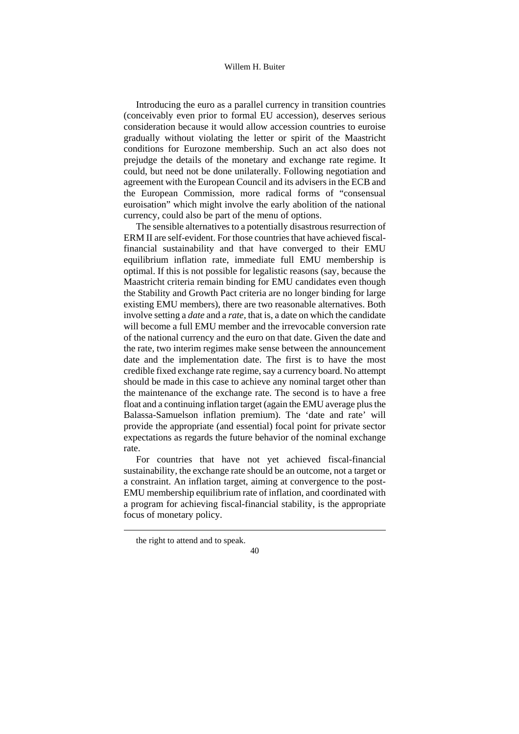Introducing the euro as a parallel currency in transition countries (conceivably even prior to formal EU accession), deserves serious consideration because it would allow accession countries to euroise gradually without violating the letter or spirit of the Maastricht conditions for Eurozone membership. Such an act also does not prejudge the details of the monetary and exchange rate regime. It could, but need not be done unilaterally. Following negotiation and agreement with the European Council and its advisers in the ECB and the European Commission, more radical forms of "consensual euroisation" which might involve the early abolition of the national currency, could also be part of the menu of options.

The sensible alternatives to a potentially disastrous resurrection of ERM II are self-evident. For those countries that have achieved fiscal-financial sustainability and that have converged to their EMU equilibrium inflation rate, immediate full EMU membership is optimal. If this is not possible for legalistic reasons (say, because the Maastricht criteria remain binding for EMU candidates even though the Stability and Growth Pact criteria are no longer binding for large existing EMU members), there are two reasonable alternatives. Both involve setting a *date* and a *rate*, that is, a date on which the candidate will become a full EMU member and the irrevocable conversion rate of the national currency and the euro on that date. Given the date and the rate, two interim regimes make sense between the announcement date and the implementation date. The first is to have the most credible fixed exchange rate regime, say a currency board. No attempt should be made in this case to achieve any nominal target other than the maintenance of the exchange rate. The second is to have a free float and a continuing inflation target (again the EMU average plus the Balassa-Samuelson inflation premium). The 'date and rate' will provide the appropriate (and essential) focal point for private sector expectations as regards the future behavior of the nominal exchange rate.

For countries that have not yet achieved fiscal-financial sustainability, the exchange rate should be an outcome, not a target or a constraint. An inflation target, aiming at convergence to the post-EMU membership equilibrium rate of inflation, and coordinated with a program for achieving fiscal-financial stability, is the appropriate focus of monetary policy.

---

the right to attend and to speak.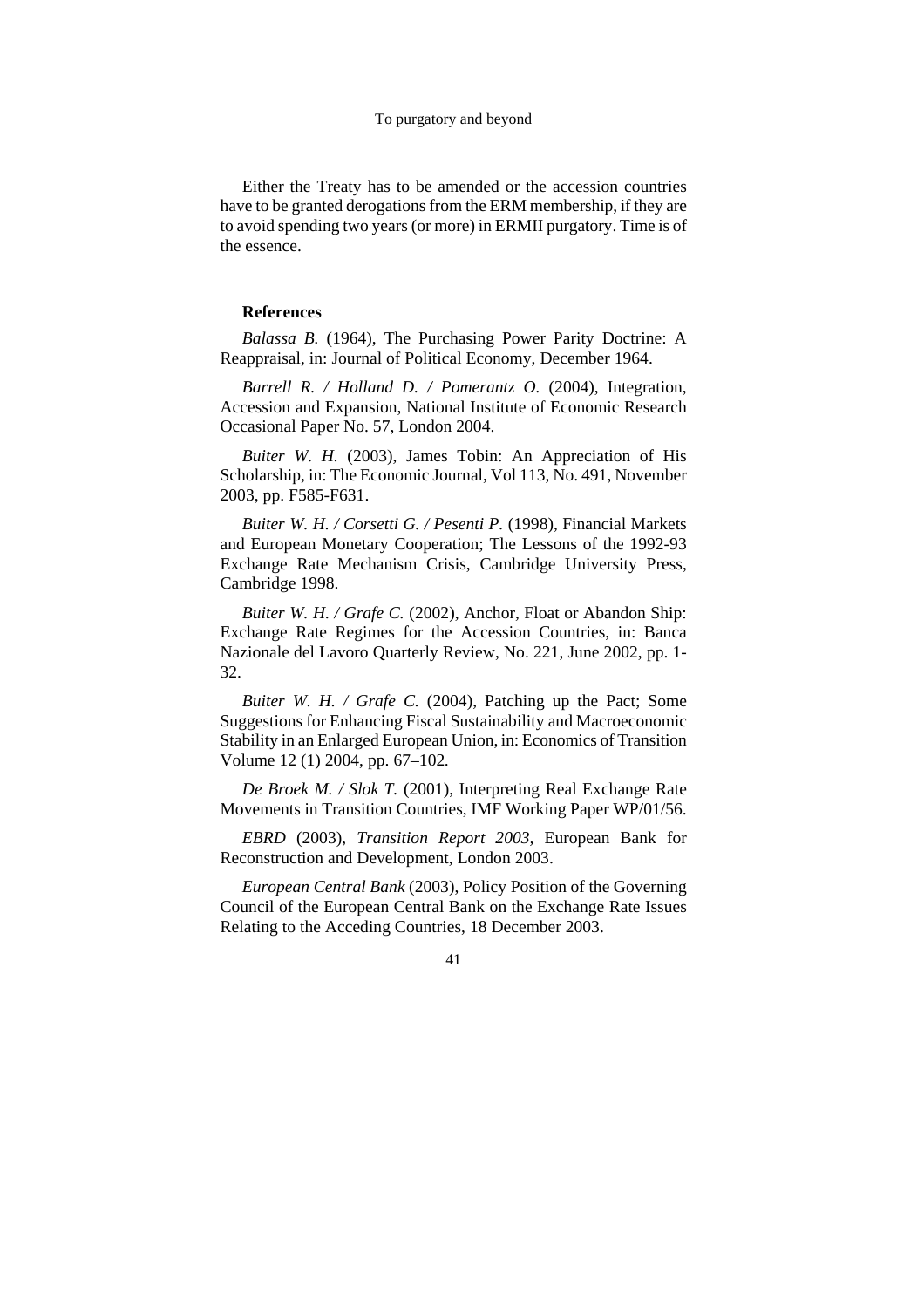Either the Treaty has to be amended or the accession countries have to be granted derogations from the ERM membership, if they are to avoid spending two years (or more) in ERMII purgatory. Time is of the essence.

## References

*Balassa B.* (1964), The Purchasing Power Parity Doctrine: A Reappraisal, in: Journal of Political Economy, December 1964.

*Barrell R. / Holland D. / Pomerantz O.* (2004), Integration, Accession and Expansion, National Institute of Economic Research Occasional Paper No. 57, London 2004.

*Buiter W. H.* (2003), James Tobin: An Appreciation of His Scholarship, in: The Economic Journal, Vol 113, No. 491, November 2003, pp. F585-F631.

*Buiter W. H. / Corsetti G. / Pesenti P.* (1998), Financial Markets and European Monetary Cooperation; The Lessons of the 1992-93 Exchange Rate Mechanism Crisis, Cambridge University Press, Cambridge 1998.

*Buiter W. H. / Grafe C.* (2002), Anchor, Float or Abandon Ship: Exchange Rate Regimes for the Accession Countries, in: Banca Nazionale del Lavoro Quarterly Review, No. 221, June 2002, pp. 1-32.

*Buiter W. H. / Grafe C.* (2004), Patching up the Pact; Some Suggestions for Enhancing Fiscal Sustainability and Macroeconomic Stability in an Enlarged European Union, in: Economics of Transition Volume 12 (1) 2004, pp. 67–102.

*De Broek M. / Slok T.* (2001), Interpreting Real Exchange Rate Movements in Transition Countries, IMF Working Paper WP/01/56.

*EBRD* (2003), *Transition Report 2003,* European Bank for Reconstruction and Development, London 2003.

*European Central Bank* (2003), Policy Position of the Governing Council of the European Central Bank on the Exchange Rate Issues Relating to the Acceding Countries, 18 December 2003.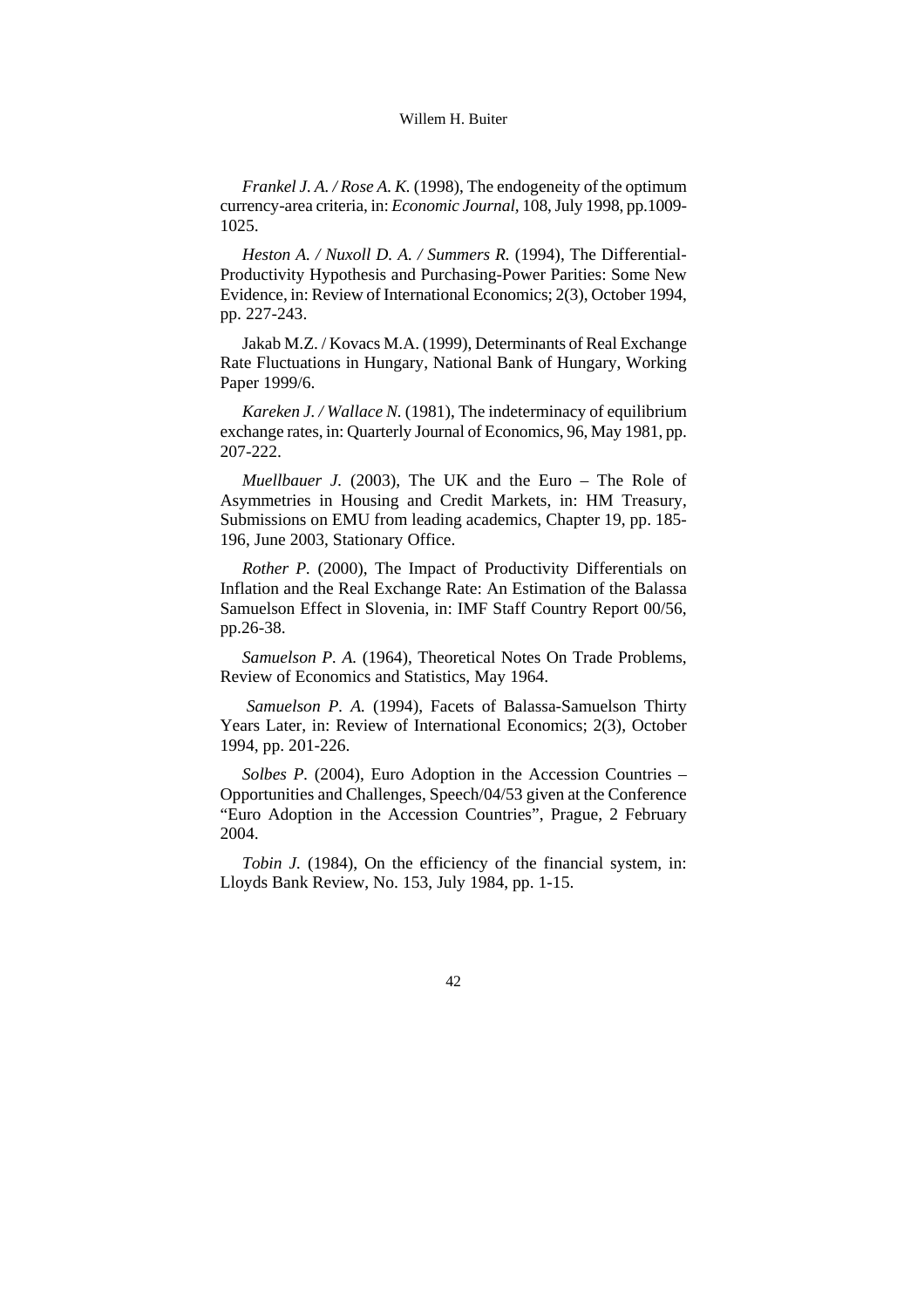*Frankel J. A. / Rose A. K.* (1998), The endogeneity of the optimum currency-area criteria, in: *Economic Journal*, 108, July 1998, pp.1009-1025.

*Heston A. / Nuxoll D. A. / Summers R.* (1994), The Differential-Productivity Hypothesis and Purchasing-Power Parities: Some New Evidence, in: Review of International Economics; 2(3), October 1994, pp. 227-243.

Jakab M.Z. / Kovacs M.A. (1999), Determinants of Real Exchange Rate Fluctuations in Hungary, National Bank of Hungary, Working Paper 1999/6.

*Kareken J. / Wallace N.* (1981), The indeterminacy of equilibrium exchange rates, in: Quarterly Journal of Economics, 96, May 1981, pp. 207-222.

*Muellbauer J.* (2003), The UK and the Euro – The Role of Asymmetries in Housing and Credit Markets, in: HM Treasury, Submissions on EMU from leading academics, Chapter 19, pp. 185-196, June 2003, Stationary Office.

*Rother P.* (2000), The Impact of Productivity Differentials on Inflation and the Real Exchange Rate: An Estimation of the Balassa Samuelson Effect in Slovenia, in: IMF Staff Country Report 00/56, pp.26-38.

*Samuelson P. A.* (1964), Theoretical Notes On Trade Problems, Review of Economics and Statistics, May 1964.

*Samuelson P. A.* (1994), Facets of Balassa-Samuelson Thirty Years Later, in: Review of International Economics; 2(3), October 1994, pp. 201-226.

*Solbes P.* (2004), Euro Adoption in the Accession Countries – Opportunities and Challenges, Speech/04/53 given at the Conference "Euro Adoption in the Accession Countries", Prague, 2 February 2004.

*Tobin J.* (1984), On the efficiency of the financial system, in: Lloyds Bank Review, No. 153, July 1984, pp. 1-15.